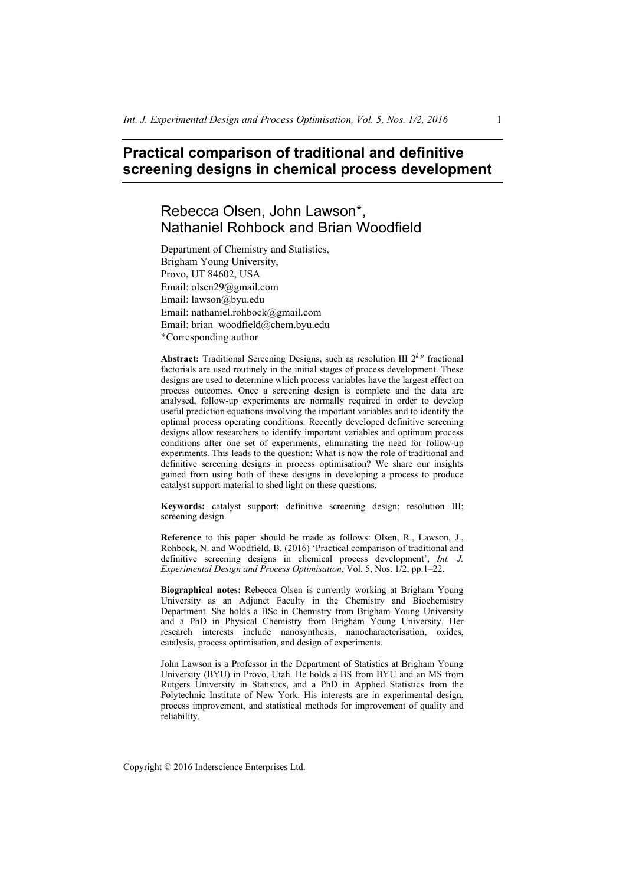# Practical comparison of traditional and definitive screening designs in chemical process development

## Rebecca Olsen, John Lawson*, Nathaniel Rohbock and Brian Woodfield

Department of Chemistry and Statistics,
Brigham Young University,
Provo, UT 84602, USA
Email: olsen29@gmail.com
Email: lawson@byu.edu
Email: nathaniel.rohbock@gmail.com
Email: brian_woodfield@chem.byu.edu
*Corresponding author

**Abstract:** Traditional Screening Designs, such as resolution III $2^{k-p}$ fractional factorials are used routinely in the initial stages of process development. These designs are used to determine which process variables have the largest effect on process outcomes. Once a screening design is complete and the data are analysed, follow-up experiments are normally required in order to develop useful prediction equations involving the important variables and to identify the optimal process operating conditions. Recently developed definitive screening designs allow researchers to identify important variables and optimum process conditions after one set of experiments, eliminating the need for follow-up experiments. This leads to the question: What is now the role of traditional and definitive screening designs in process optimisation? We share our insights gained from using both of these designs in developing a process to produce catalyst support material to shed light on these questions.

**Keywords:** catalyst support; definitive screening design; resolution III; screening design.

**Reference** to this paper should be made as follows: Olsen, R., Lawson, J., Rohbock, N. and Woodfield, B. (2016) 'Practical comparison of traditional and definitive screening designs in chemical process development', *Int. J. Experimental Design and Process Optimisation*, Vol. 5, Nos. 1/2, pp.1–22.

**Biographical notes:** Rebecca Olsen is currently working at Brigham Young University as an Adjunct Faculty in the Chemistry and Biochemistry Department. She holds a BSc in Chemistry from Brigham Young University and a PhD in Physical Chemistry from Brigham Young University. Her research interests include nanosynthesis, nanocharacterisation, oxides, catalysis, process optimisation, and design of experiments.

John Lawson is a Professor in the Department of Statistics at Brigham Young University (BYU) in Provo, Utah. He holds a BS from BYU and an MS from Rutgers University in Statistics, and a PhD in Applied Statistics from the Polytechnic Institute of New York. His interests are in experimental design, process improvement, and statistical methods for improvement of quality and reliability.

Copyright © 2016 Inderscience Enterprises Ltd.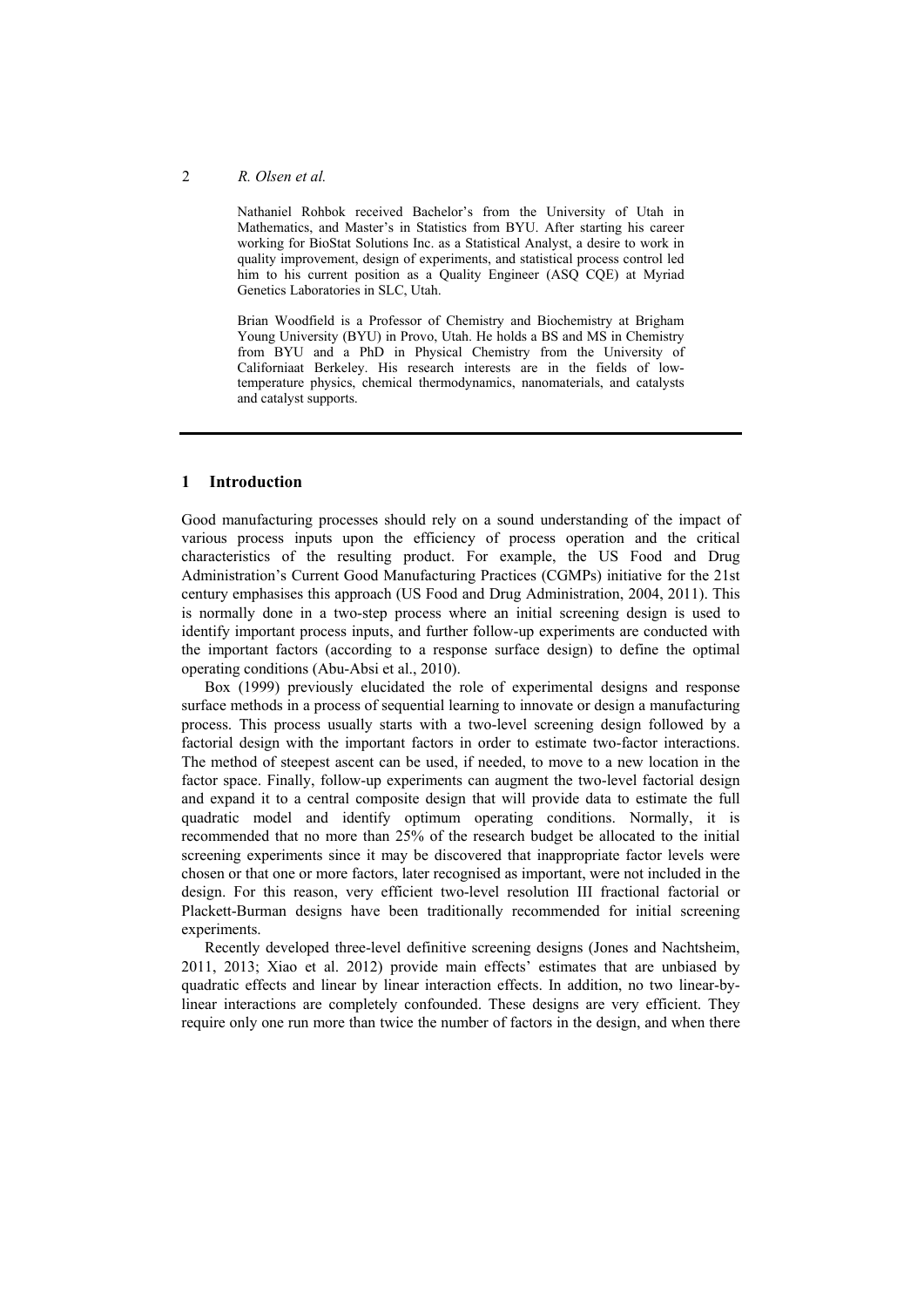Nathaniel Rohbok received Bachelor's from the University of Utah in Mathematics, and Master's in Statistics from BYU. After starting his career working for BioStat Solutions Inc. as a Statistical Analyst, a desire to work in quality improvement, design of experiments, and statistical process control led him to his current position as a Quality Engineer (ASQ CQE) at Myriad Genetics Laboratories in SLC, Utah.

Brian Woodfield is a Professor of Chemistry and Biochemistry at Brigham Young University (BYU) in Provo, Utah. He holds a BS and MS in Chemistry from BYU and a PhD in Physical Chemistry from the University of Californiaat Berkeley. His research interests are in the fields of low-temperature physics, chemical thermodynamics, nanomaterials, and catalysts and catalyst supports.

## 1 Introduction

Good manufacturing processes should rely on a sound understanding of the impact of various process inputs upon the efficiency of process operation and the critical characteristics of the resulting product. For example, the US Food and Drug Administration's Current Good Manufacturing Practices (CGMPs) initiative for the 21st century emphasises this approach (US Food and Drug Administration, 2004, 2011). This is normally done in a two-step process where an initial screening design is used to identify important process inputs, and further follow-up experiments are conducted with the important factors (according to a response surface design) to define the optimal operating conditions (Abu-Absi et al., 2010).

Box (1999) previously elucidated the role of experimental designs and response surface methods in a process of sequential learning to innovate or design a manufacturing process. This process usually starts with a two-level screening design followed by a factorial design with the important factors in order to estimate two-factor interactions. The method of steepest ascent can be used, if needed, to move to a new location in the factor space. Finally, follow-up experiments can augment the two-level factorial design and expand it to a central composite design that will provide data to estimate the full quadratic model and identify optimum operating conditions. Normally, it is recommended that no more than 25% of the research budget be allocated to the initial screening experiments since it may be discovered that inappropriate factor levels were chosen or that one or more factors, later recognised as important, were not included in the design. For this reason, very efficient two-level resolution III fractional factorial or Plackett-Burman designs have been traditionally recommended for initial screening experiments.

Recently developed three-level definitive screening designs (Jones and Nachtsheim, 2011, 2013; Xiao et al. 2012) provide main effects' estimates that are unbiased by quadratic effects and linear by linear interaction effects. In addition, no two linear-by-linear interactions are completely confounded. These designs are very efficient. They require only one run more than twice the number of factors in the design, and when there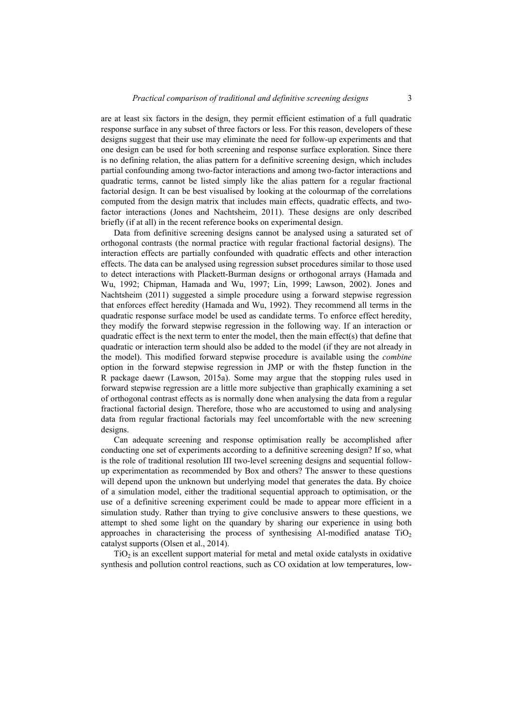are at least six factors in the design, they permit efficient estimation of a full quadratic response surface in any subset of three factors or less. For this reason, developers of these designs suggest that their use may eliminate the need for follow-up experiments and that one design can be used for both screening and response surface exploration. Since there is no defining relation, the alias pattern for a definitive screening design, which includes partial confounding among two-factor interactions and among two-factor interactions and quadratic terms, cannot be listed simply like the alias pattern for a regular fractional factorial design. It can be best visualised by looking at the colourmap of the correlations computed from the design matrix that includes main effects, quadratic effects, and two-factor interactions (Jones and Nachtsheim, 2011). These designs are only described briefly (if at all) in the recent reference books on experimental design.

Data from definitive screening designs cannot be analysed using a saturated set of orthogonal contrasts (the normal practice with regular fractional factorial designs). The interaction effects are partially confounded with quadratic effects and other interaction effects. The data can be analysed using regression subset procedures similar to those used to detect interactions with Plackett-Burman designs or orthogonal arrays (Hamada and Wu, 1992; Chipman, Hamada and Wu, 1997; Lin, 1999; Lawson, 2002). Jones and Nachtsheim (2011) suggested a simple procedure using a forward stepwise regression that enforces effect heredity (Hamada and Wu, 1992). They recommend all terms in the quadratic response surface model be used as candidate terms. To enforce effect heredity, they modify the forward stepwise regression in the following way. If an interaction or quadratic effect is the next term to enter the model, then the main effect(s) that define that quadratic or interaction term should also be added to the model (if they are not already in the model). This modified forward stepwise procedure is available using the *combine* option in the forward stepwise regression in JMP or with the fhstep function in the R package daewr (Lawson, 2015a). Some may argue that the stopping rules used in forward stepwise regression are a little more subjective than graphically examining a set of orthogonal contrast effects as is normally done when analysing the data from a regular fractional factorial design. Therefore, those who are accustomed to using and analysing data from regular fractional factorials may feel uncomfortable with the new screening designs.

Can adequate screening and response optimisation really be accomplished after conducting one set of experiments according to a definitive screening design? If so, what is the role of traditional resolution III two-level screening designs and sequential follow-up experimentation as recommended by Box and others? The answer to these questions will depend upon the unknown but underlying model that generates the data. By choice of a simulation model, either the traditional sequential approach to optimisation, or the use of a definitive screening experiment could be made to appear more efficient in a simulation study. Rather than trying to give conclusive answers to these questions, we attempt to shed some light on the quandary by sharing our experience in using both approaches in characterising the process of synthesising Al-modified anatase $TiO_2$ catalyst supports (Olsen et al., 2014).

$TiO_2$ is an excellent support material for metal and metal oxide catalysts in oxidative synthesis and pollution control reactions, such as CO oxidation at low temperatures, low-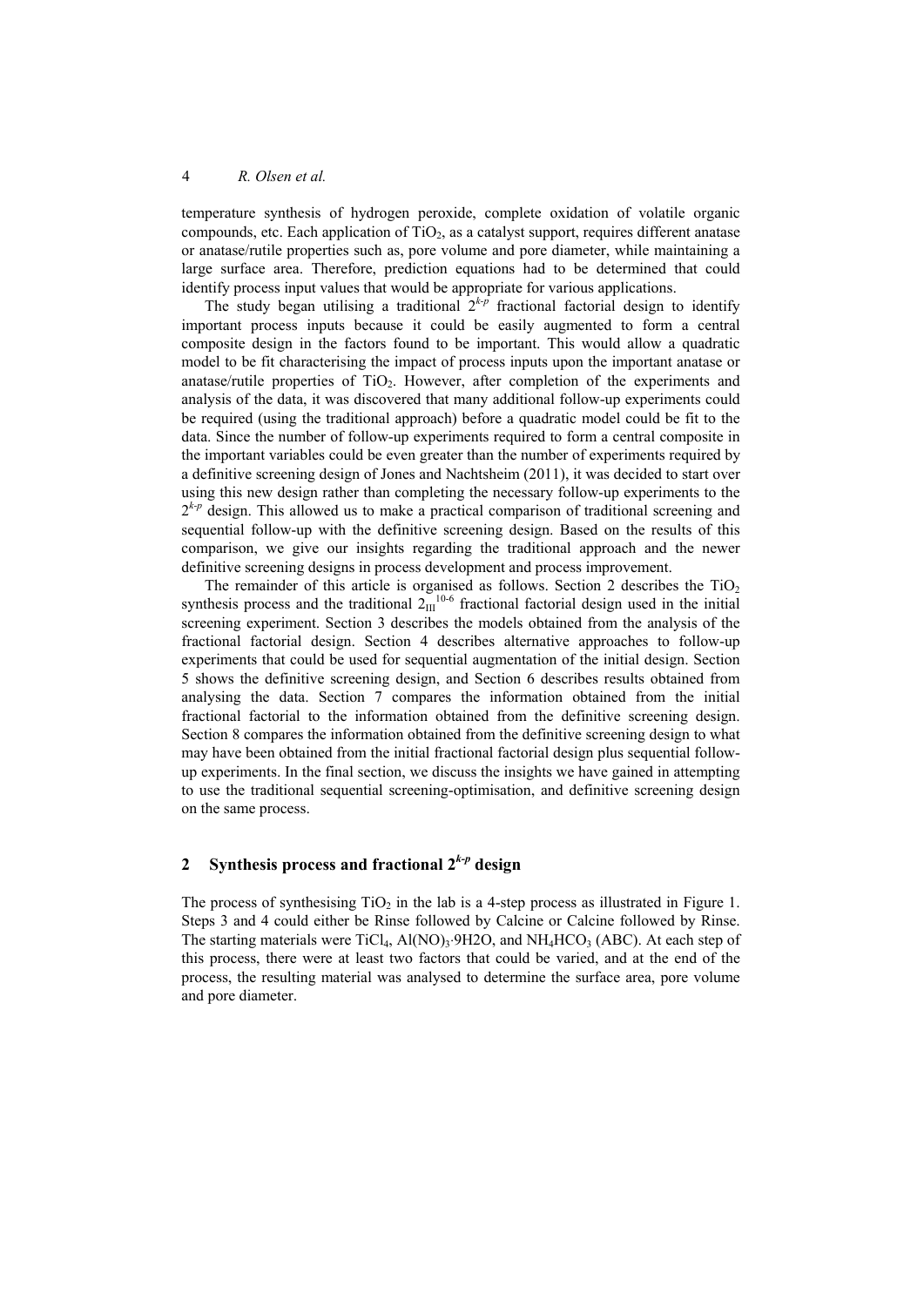temperature synthesis of hydrogen peroxide, complete oxidation of volatile organic compounds, etc. Each application of $TiO_2$, as a catalyst support, requires different anatase or anatase/rutile properties such as, pore volume and pore diameter, while maintaining a large surface area. Therefore, prediction equations had to be determined that could identify process input values that would be appropriate for various applications.

The study began utilising a traditional $2^{k-p}$ fractional factorial design to identify important process inputs because it could be easily augmented to form a central composite design in the factors found to be important. This would allow a quadratic model to be fit characterising the impact of process inputs upon the important anatase or anatase/rutile properties of $TiO_2$. However, after completion of the experiments and analysis of the data, it was discovered that many additional follow-up experiments could be required (using the traditional approach) before a quadratic model could be fit to the data. Since the number of follow-up experiments required to form a central composite in the important variables could be even greater than the number of experiments required by a definitive screening design of Jones and Nachtsheim (2011), it was decided to start over using this new design rather than completing the necessary follow-up experiments to the $2^{k-p}$ design. This allowed us to make a practical comparison of traditional screening and sequential follow-up with the definitive screening design. Based on the results of this comparison, we give our insights regarding the traditional approach and the newer definitive screening designs in process development and process improvement.

The remainder of this article is organised as follows. Section 2 describes the $TiO_2$ synthesis process and the traditional $2_{\text{III}}^{10-6}$ fractional factorial design used in the initial screening experiment. Section 3 describes the models obtained from the analysis of the fractional factorial design. Section 4 describes alternative approaches to follow-up experiments that could be used for sequential augmentation of the initial design. Section 5 shows the definitive screening design, and Section 6 describes results obtained from analysing the data. Section 7 compares the information obtained from the initial fractional factorial to the information obtained from the definitive screening design. Section 8 compares the information obtained from the definitive screening design to what may have been obtained from the initial fractional factorial design plus sequential follow-up experiments. In the final section, we discuss the insights we have gained in attempting to use the traditional sequential screening-optimisation, and definitive screening design on the same process.

## 2 Synthesis process and fractional $2^{k-p}$ design

The process of synthesising $TiO_2$ in the lab is a 4-step process as illustrated in Figure 1. Steps 3 and 4 could either be Rinse followed by Calcine or Calcine followed by Rinse. The starting materials were $TiCl_4$, $Al(NO)_3{\cdot}9H2O$, and $NH_4HCO_3$ (ABC). At each step of this process, there were at least two factors that could be varied, and at the end of the process, the resulting material was analysed to determine the surface area, pore volume and pore diameter.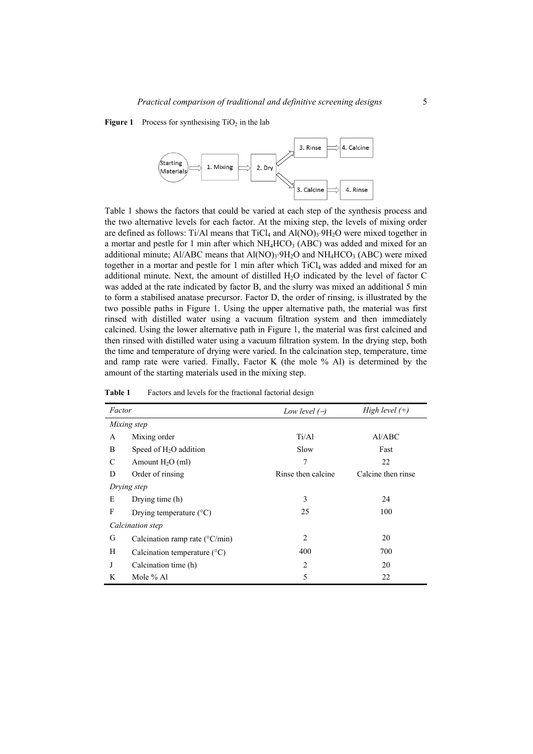**Figure 1** Process for synthesising $TiO_2$ in the lab

Table 1 shows the factors that could be varied at each step of the synthesis process and the two alternative levels for each factor. At the mixing step, the levels of mixing order are defined as follows: Ti/Al means that $TiCl_4$ and $Al(NO)_3 \cdot 9H_2O$ were mixed together in a mortar and pestle for 1 min after which $NH_4HCO_3$ (ABC) was added and mixed for an additional minute; Al/ABC means that $Al(NO)_3 \cdot 9H_2O$ and $NH_4HCO_3$ (ABC) were mixed together in a mortar and pestle for 1 min after which $TiCl_4$ was added and mixed for an additional minute. Next, the amount of distilled $H_2O$ indicated by the level of factor C was added at the rate indicated by factor B, and the slurry was mixed an additional 5 min to form a stabilised anatase precursor. Factor D, the order of rinsing, is illustrated by the two possible paths in Figure 1. Using the upper alternative path, the material was first rinsed with distilled water using a vacuum filtration system and then immediately calcined. Using the lower alternative path in Figure 1, the material was first calcined and then rinsed with distilled water using a vacuum filtration system. In the drying step, both the time and temperature of drying were varied. In the calcination step, temperature, time and ramp rate were varied. Finally, Factor K (the mole % Al) is determined by the amount of the starting materials used in the mixing step.

**Table 1** Factors and levels for the fractional factorial design

| *Factor* | | *Low level (–)* | *High level (+)* |
|---|---|---|---|
| *Mixing step* | | | |
| A | Mixing order | Ti/Al | Al/ABC |
| B | Speed of $H_2O$ addition | Slow | Fast |
| C | Amount $H_2O$ (ml) | 7 | 22 |
| D | Order of rinsing | Rinse then calcine | Calcine then rinse |
| *Drying step* | | | |
| E | Drying time (h) | 3 | 24 |
| F | Drying temperature (°C) | 25 | 100 |
| *Calcination step* | | | |
| G | Calcination ramp rate (°C/min) | 2 | 20 |
| H | Calcination temperature (°C) | 400 | 700 |
| J | Calcination time (h) | 2 | 20 |
| K | Mole % Al | 5 | 22 |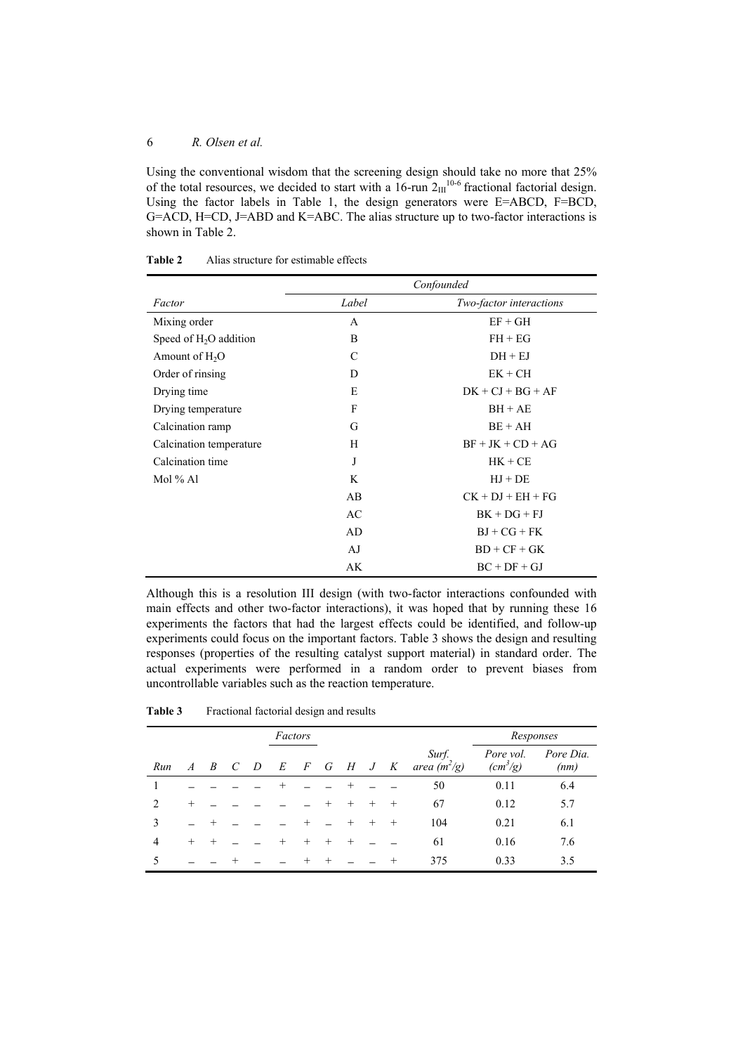Using the conventional wisdom that the screening design should take no more that 25% of the total resources, we decided to start with a 16-run $2_{III}^{10-6}$ fractional factorial design. Using the factor labels in Table 1, the design generators were E=ABCD, F=BCD, G=ACD, H=CD, J=ABD and K=ABC. The alias structure up to two-factor interactions is shown in Table 2.

**Table 2** Alias structure for estimable effects

| | Confounded | |
|---|---|---|
| *Factor* | *Label* | *Two-factor interactions* |
| Mixing order | A | EF + GH |
| Speed of $H_2O$ addition | B | FH + EG |
| Amount of $H_2O$ | C | DH + EJ |
| Order of rinsing | D | EK + CH |
| Drying time | E | DK + CJ + BG + AF |
| Drying temperature | F | BH + AE |
| Calcination ramp | G | BE + AH |
| Calcination temperature | H | BF + JK + CD + AG |
| Calcination time | J | HK + CE |
| Mol % Al | K | HJ + DE |
| | AB | CK + DJ + EH + FG |
| | AC | BK + DG + FJ |
| | AD | BJ + CG + FK |
| | AJ | BD + CF + GK |
| | AK | BC + DF + GJ |

Although this is a resolution III design (with two-factor interactions confounded with main effects and other two-factor interactions), it was hoped that by running these 16 experiments the factors that had the largest effects could be identified, and follow-up experiments could focus on the important factors. Table 3 shows the design and resulting responses (properties of the resulting catalyst support material) in standard order. The actual experiments were performed in a random order to prevent biases from uncontrollable variables such as the reaction temperature.

**Table 3** Fractional factorial design and results

| | Factors | | | | | | | | | | Responses | | |
|---|---|---|---|---|---|---|---|---|---|---|---|---|---|
| *Run* | *A* | *B* | *C* | *D* | *E* | *F* | *G* | *H* | *J* | *K* | *Surf. area ($m^2$/g)* | *Pore vol. ($cm^3$/g)* | *Pore Dia. (nm)* |
| 1 | – | – | – | – | + | – | – | + | – | – | 50 | 0.11 | 6.4 |
| 2 | + | – | – | – | – | – | + | + | + | + | 67 | 0.12 | 5.7 |
| 3 | – | + | – | – | – | + | – | + | + | + | 104 | 0.21 | 6.1 |
| 4 | + | + | – | – | + | + | + | + | – | – | 61 | 0.16 | 7.6 |
| 5 | – | – | + | – | – | + | + | – | – | + | 375 | 0.33 | 3.5 |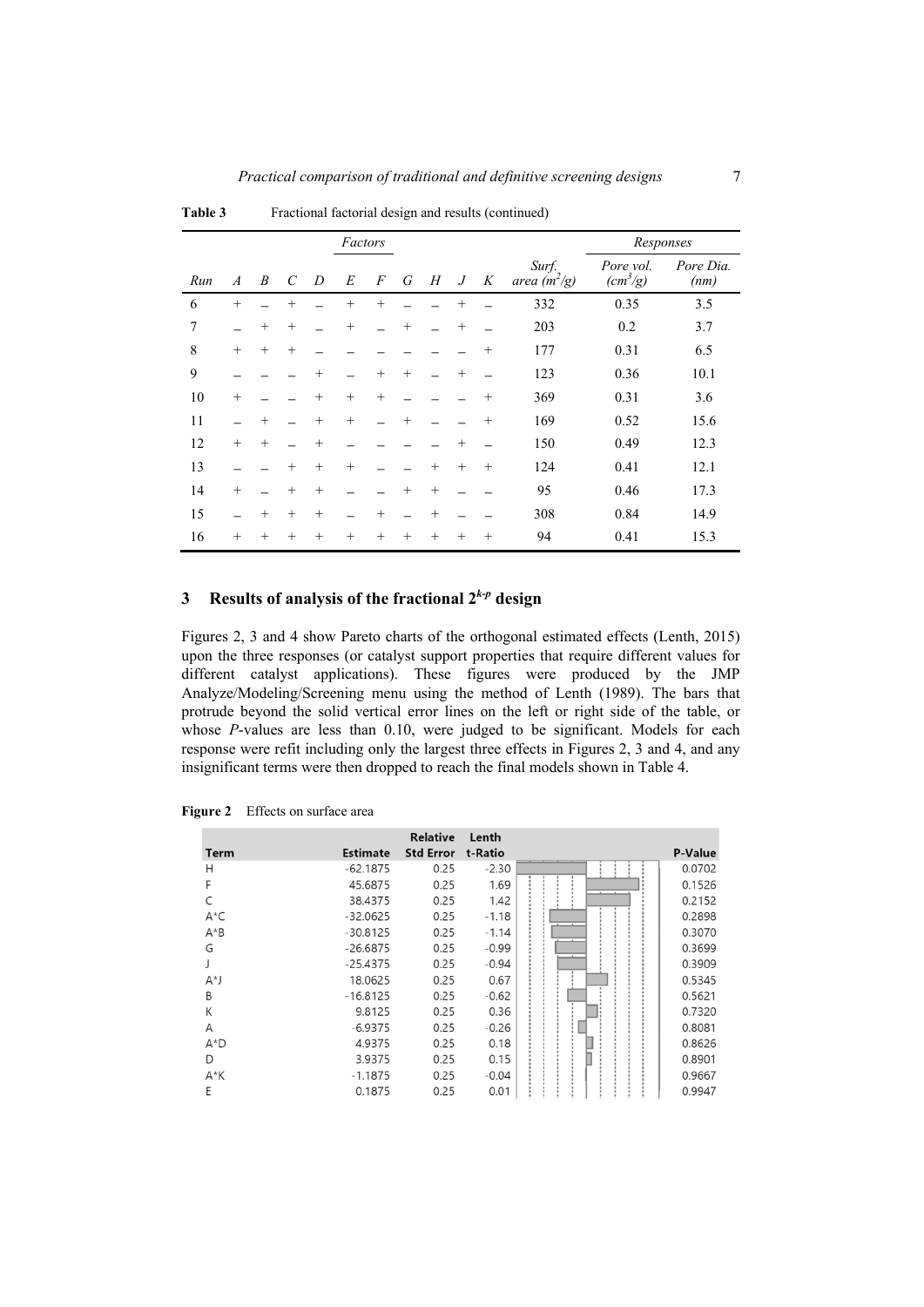**Table 3** Fractional factorial design and results (continued)

| | Factors | | | | | | | | | | Responses | | |
|---|---|---|---|---|---|---|---|---|---|---|---|---|---|
| Run | *A* | *B* | *C* | *D* | *E* | *F* | *G* | *H* | *J* | *K* | *Surf. area ($m^2/g$)* | *Pore vol. ($cm^3/g$)* | *Pore Dia. (nm)* |
| 6 | + | – | + | – | + | + | – | – | + | – | 332 | 0.35 | 3.5 |
| 7 | – | + | + | – | + | – | + | – | + | – | 203 | 0.2 | 3.7 |
| 8 | + | + | + | – | – | – | – | – | – | + | 177 | 0.31 | 6.5 |
| 9 | – | – | – | + | – | + | + | – | + | – | 123 | 0.36 | 10.1 |
| 10 | + | – | – | + | + | + | – | – | – | + | 369 | 0.31 | 3.6 |
| 11 | – | + | – | + | + | – | + | – | – | + | 169 | 0.52 | 15.6 |
| 12 | + | + | – | + | – | – | – | – | + | – | 150 | 0.49 | 12.3 |
| 13 | – | – | + | + | + | – | – | + | + | + | 124 | 0.41 | 12.1 |
| 14 | + | – | + | + | – | – | + | + | – | – | 95 | 0.46 | 17.3 |
| 15 | – | + | + | + | – | + | – | + | – | – | 308 | 0.84 | 14.9 |
| 16 | + | + | + | + | + | + | + | + | + | + | 94 | 0.41 | 15.3 |

## 3 Results of analysis of the fractional $2^{k-p}$ design

Figures 2, 3 and 4 show Pareto charts of the orthogonal estimated effects (Lenth, 2015) upon the three responses (or catalyst support properties that require different values for different catalyst applications). These figures were produced by the JMP Analyze/Modeling/Screening menu using the method of Lenth (1989). The bars that protrude beyond the solid vertical error lines on the left or right side of the table, or whose *P*-values are less than 0.10, were judged to be significant. Models for each response were refit including only the largest three effects in Figures 2, 3 and 4, and any insignificant terms were then dropped to reach the final models shown in Table 4.

**Figure 2** Effects on surface area

| Term | Estimate | Relative Std Error | Lenth t-Ratio | P-Value |
|---|---|---|---|---|
| H | -62.1875 | 0.25 | -2.30 | 0.0702 |
| F | 45.6875 | 0.25 | 1.69 | 0.1526 |
| C | 38.4375 | 0.25 | 1.42 | 0.2152 |
| A*C | -32.0625 | 0.25 | -1.18 | 0.2898 |
| A*B | -30.8125 | 0.25 | -1.14 | 0.3070 |
| G | -26.6875 | 0.25 | -0.99 | 0.3699 |
| J | -25.4375 | 0.25 | -0.94 | 0.3909 |
| A*J | 18.0625 | 0.25 | 0.67 | 0.5345 |
| B | -16.8125 | 0.25 | -0.62 | 0.5621 |
| K | 9.8125 | 0.25 | 0.36 | 0.7320 |
| A | -6.9375 | 0.25 | -0.26 | 0.8081 |
| A*D | 4.9375 | 0.25 | 0.18 | 0.8626 |
| D | 3.9375 | 0.25 | 0.15 | 0.8901 |
| A*K | -1.1875 | 0.25 | -0.04 | 0.9667 |
| E | 0.1875 | 0.25 | 0.01 | 0.9947 |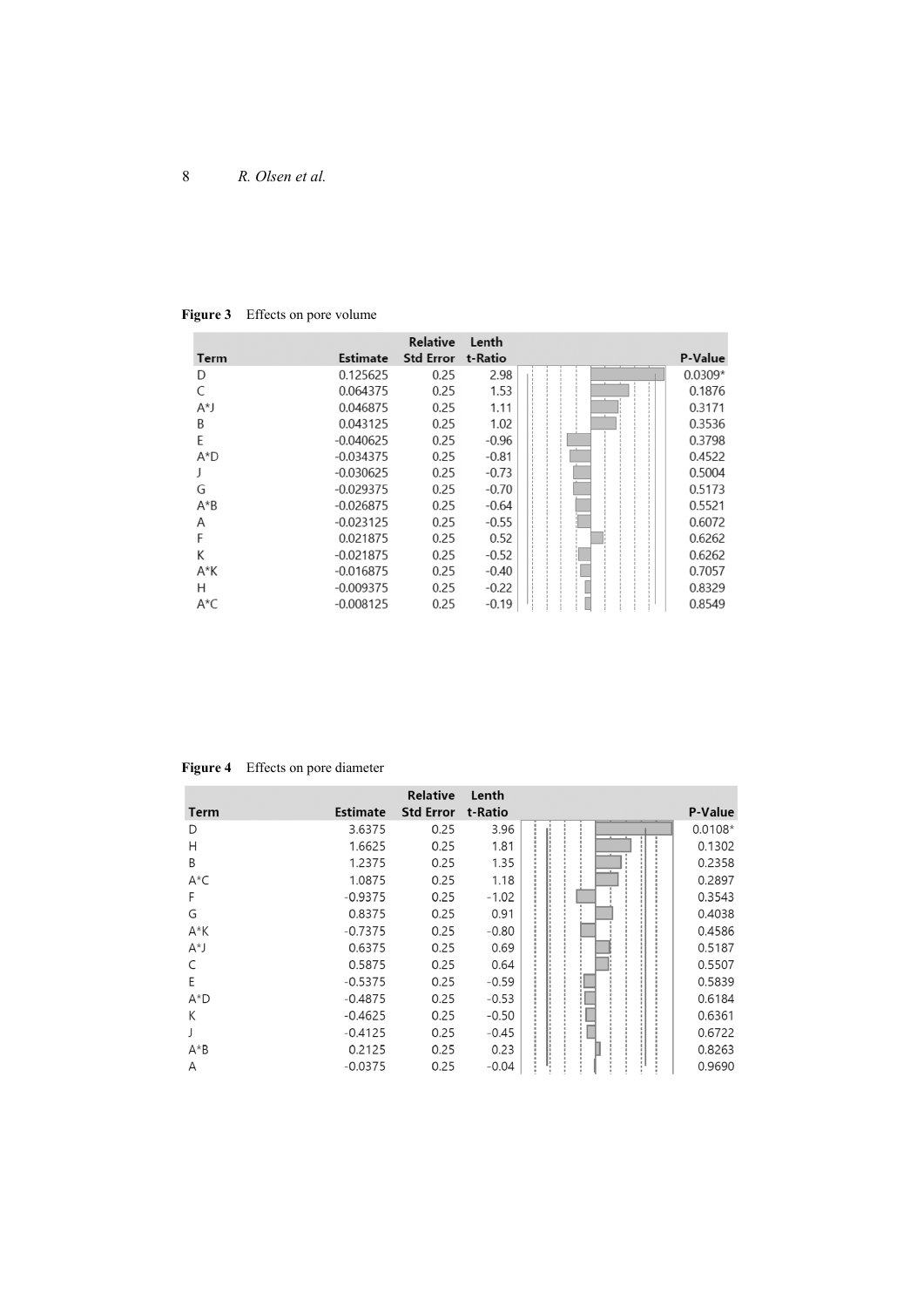**Figure 3** Effects on pore volume

| Term | Estimate | Relative Std Error | Lenth t-Ratio | P-Value |
|---|---|---|---|---|
| D | 0.125625 | 0.25 | 2.98 | 0.0309* |
| C | 0.064375 | 0.25 | 1.53 | 0.1876 |
| A*J | 0.046875 | 0.25 | 1.11 | 0.3171 |
| B | 0.043125 | 0.25 | 1.02 | 0.3536 |
| E | -0.040625 | 0.25 | -0.96 | 0.3798 |
| A*D | -0.034375 | 0.25 | -0.81 | 0.4522 |
| J | -0.030625 | 0.25 | -0.73 | 0.5004 |
| G | -0.029375 | 0.25 | -0.70 | 0.5173 |
| A*B | -0.026875 | 0.25 | -0.64 | 0.5521 |
| A | -0.023125 | 0.25 | -0.55 | 0.6072 |
| F | 0.021875 | 0.25 | 0.52 | 0.6262 |
| K | -0.021875 | 0.25 | -0.52 | 0.6262 |
| A*K | -0.016875 | 0.25 | -0.40 | 0.7057 |
| H | -0.009375 | 0.25 | -0.22 | 0.8329 |
| A*C | -0.008125 | 0.25 | -0.19 | 0.8549 |

**Figure 4** Effects on pore diameter

| Term | Estimate | Relative Std Error | Lenth t-Ratio | P-Value |
|---|---|---|---|---|
| D | 3.6375 | 0.25 | 3.96 | 0.0108* |
| H | 1.6625 | 0.25 | 1.81 | 0.1302 |
| B | 1.2375 | 0.25 | 1.35 | 0.2358 |
| A*C | 1.0875 | 0.25 | 1.18 | 0.2897 |
| F | -0.9375 | 0.25 | -1.02 | 0.3543 |
| G | 0.8375 | 0.25 | 0.91 | 0.4038 |
| A*K | -0.7375 | 0.25 | -0.80 | 0.4586 |
| A*J | 0.6375 | 0.25 | 0.69 | 0.5187 |
| C | 0.5875 | 0.25 | 0.64 | 0.5507 |
| E | -0.5375 | 0.25 | -0.59 | 0.5839 |
| A*D | -0.4875 | 0.25 | -0.53 | 0.6184 |
| K | -0.4625 | 0.25 | -0.50 | 0.6361 |
| J | -0.4125 | 0.25 | -0.45 | 0.6722 |
| A*B | 0.2125 | 0.25 | 0.23 | 0.8263 |
| A | -0.0375 | 0.25 | -0.04 | 0.9690 |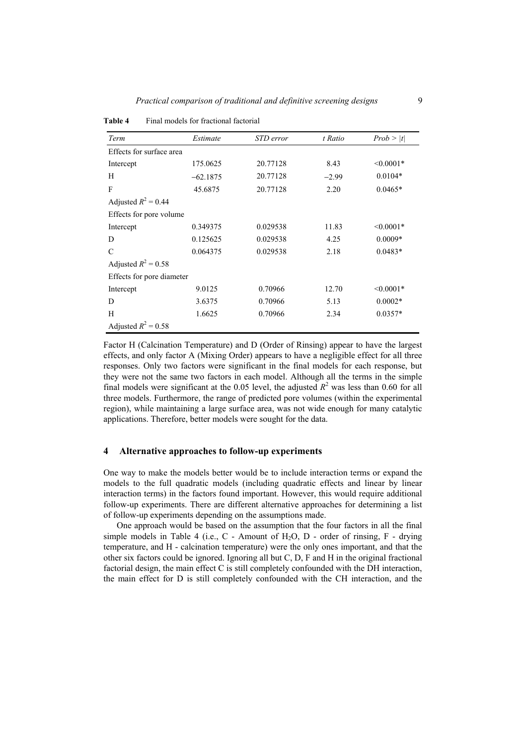**Table 4** Final models for fractional factorial

| *Term* | *Estimate* | *STD error* | *t Ratio* | *Prob* > \|*t*\| |
|---|---|---|---|---|
| Effects for surface area | | | | |
| Intercept | 175.0625 | 20.77128 | 8.43 | <0.0001* |
| H | −62.1875 | 20.77128 | −2.99 | 0.0104* |
| F | 45.6875 | 20.77128 | 2.20 | 0.0465* |
| Adjusted $R^2$ = 0.44 | | | | |
| Effects for pore volume | | | | |
| Intercept | 0.349375 | 0.029538 | 11.83 | <0.0001* |
| D | 0.125625 | 0.029538 | 4.25 | 0.0009* |
| C | 0.064375 | 0.029538 | 2.18 | 0.0483* |
| Adjusted $R^2$ = 0.58 | | | | |
| Effects for pore diameter | | | | |
| Intercept | 9.0125 | 0.70966 | 12.70 | <0.0001* |
| D | 3.6375 | 0.70966 | 5.13 | 0.0002* |
| H | 1.6625 | 0.70966 | 2.34 | 0.0357* |
| Adjusted $R^2$ = 0.58 | | | | |

Factor H (Calcination Temperature) and D (Order of Rinsing) appear to have the largest effects, and only factor A (Mixing Order) appears to have a negligible effect for all three responses. Only two factors were significant in the final models for each response, but they were not the same two factors in each model. Although all the terms in the simple final models were significant at the 0.05 level, the adjusted $R^2$ was less than 0.60 for all three models. Furthermore, the range of predicted pore volumes (within the experimental region), while maintaining a large surface area, was not wide enough for many catalytic applications. Therefore, better models were sought for the data.

## 4 Alternative approaches to follow-up experiments

One way to make the models better would be to include interaction terms or expand the models to the full quadratic models (including quadratic effects and linear by linear interaction terms) in the factors found important. However, this would require additional follow-up experiments. There are different alternative approaches for determining a list of follow-up experiments depending on the assumptions made.

One approach would be based on the assumption that the four factors in all the final simple models in Table 4 (i.e., C - Amount of $H_2O$, D - order of rinsing, F - drying temperature, and H - calcination temperature) were the only ones important, and that the other six factors could be ignored. Ignoring all but C, D, F and H in the original fractional factorial design, the main effect C is still completely confounded with the DH interaction, the main effect for D is still completely confounded with the CH interaction, and the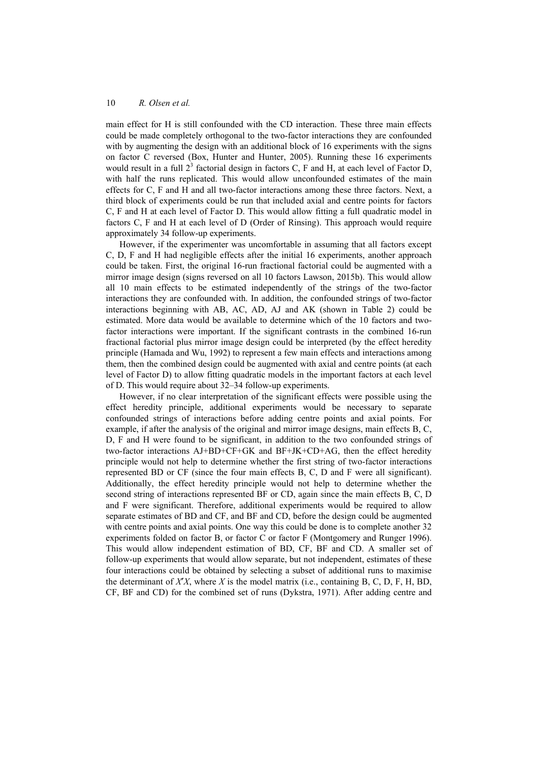main effect for H is still confounded with the CD interaction. These three main effects could be made completely orthogonal to the two-factor interactions they are confounded with by augmenting the design with an additional block of 16 experiments with the signs on factor C reversed (Box, Hunter and Hunter, 2005). Running these 16 experiments would result in a full $2^3$ factorial design in factors C, F and H, at each level of Factor D, with half the runs replicated. This would allow unconfounded estimates of the main effects for C, F and H and all two-factor interactions among these three factors. Next, a third block of experiments could be run that included axial and centre points for factors C, F and H at each level of Factor D. This would allow fitting a full quadratic model in factors C, F and H at each level of D (Order of Rinsing). This approach would require approximately 34 follow-up experiments.

However, if the experimenter was uncomfortable in assuming that all factors except C, D, F and H had negligible effects after the initial 16 experiments, another approach could be taken. First, the original 16-run fractional factorial could be augmented with a mirror image design (signs reversed on all 10 factors Lawson, 2015b). This would allow all 10 main effects to be estimated independently of the strings of the two-factor interactions they are confounded with. In addition, the confounded strings of two-factor interactions beginning with AB, AC, AD, AJ and AK (shown in Table 2) could be estimated. More data would be available to determine which of the 10 factors and two-factor interactions were important. If the significant contrasts in the combined 16-run fractional factorial plus mirror image design could be interpreted (by the effect heredity principle (Hamada and Wu, 1992) to represent a few main effects and interactions among them, then the combined design could be augmented with axial and centre points (at each level of Factor D) to allow fitting quadratic models in the important factors at each level of D. This would require about 32–34 follow-up experiments.

However, if no clear interpretation of the significant effects were possible using the effect heredity principle, additional experiments would be necessary to separate confounded strings of interactions before adding centre points and axial points. For example, if after the analysis of the original and mirror image designs, main effects B, C, D, F and H were found to be significant, in addition to the two confounded strings of two-factor interactions AJ+BD+CF+GK and BF+JK+CD+AG, then the effect heredity principle would not help to determine whether the first string of two-factor interactions represented BD or CF (since the four main effects B, C, D and F were all significant). Additionally, the effect heredity principle would not help to determine whether the second string of interactions represented BF or CD, again since the main effects B, C, D and F were significant. Therefore, additional experiments would be required to allow separate estimates of BD and CF, and BF and CD, before the design could be augmented with centre points and axial points. One way this could be done is to complete another 32 experiments folded on factor B, or factor C or factor F (Montgomery and Runger 1996). This would allow independent estimation of BD, CF, BF and CD. A smaller set of follow-up experiments that would allow separate, but not independent, estimates of these four interactions could be obtained by selecting a subset of additional runs to maximise the determinant of $X'X$, where $X$ is the model matrix (i.e., containing B, C, D, F, H, BD, CF, BF and CD) for the combined set of runs (Dykstra, 1971). After adding centre and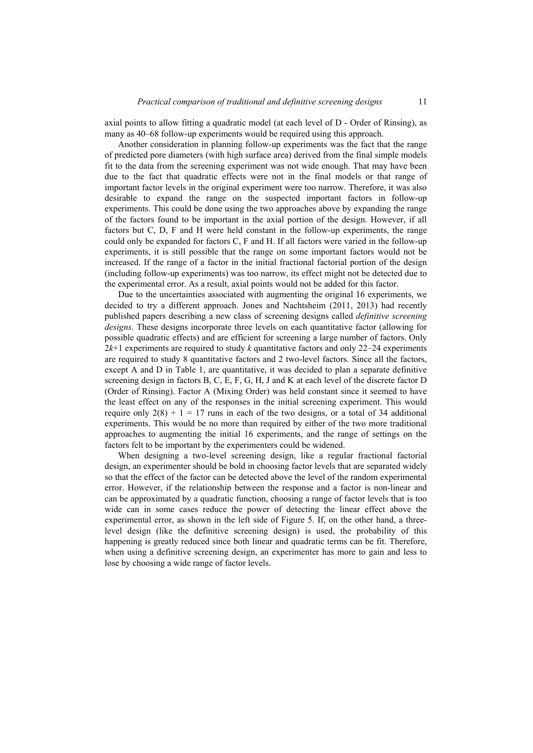axial points to allow fitting a quadratic model (at each level of D - Order of Rinsing), as many as 40–68 follow-up experiments would be required using this approach.

Another consideration in planning follow-up experiments was the fact that the range of predicted pore diameters (with high surface area) derived from the final simple models fit to the data from the screening experiment was not wide enough. That may have been due to the fact that quadratic effects were not in the final models or that range of important factor levels in the original experiment were too narrow. Therefore, it was also desirable to expand the range on the suspected important factors in follow-up experiments. This could be done using the two approaches above by expanding the range of the factors found to be important in the axial portion of the design. However, if all factors but C, D, F and H were held constant in the follow-up experiments, the range could only be expanded for factors C, F and H. If all factors were varied in the follow-up experiments, it is still possible that the range on some important factors would not be increased. If the range of a factor in the initial fractional factorial portion of the design (including follow-up experiments) was too narrow, its effect might not be detected due to the experimental error. As a result, axial points would not be added for this factor.

Due to the uncertainties associated with augmenting the original 16 experiments, we decided to try a different approach. Jones and Nachtsheim (2011, 2013) had recently published papers describing a new class of screening designs called *definitive screening designs*. These designs incorporate three levels on each quantitative factor (allowing for possible quadratic effects) and are efficient for screening a large number of factors. Only $2k+1$ experiments are required to study $k$ quantitative factors and only 22–24 experiments are required to study 8 quantitative factors and 2 two-level factors. Since all the factors, except A and D in Table 1, are quantitative, it was decided to plan a separate definitive screening design in factors B, C, E, F, G, H, J and K at each level of the discrete factor D (Order of Rinsing). Factor A (Mixing Order) was held constant since it seemed to have the least effect on any of the responses in the initial screening experiment. This would require only $2(8) + 1 = 17$ runs in each of the two designs, or a total of 34 additional experiments. This would be no more than required by either of the two more traditional approaches to augmenting the initial 16 experiments, and the range of settings on the factors felt to be important by the experimenters could be widened.

When designing a two-level screening design, like a regular fractional factorial design, an experimenter should be bold in choosing factor levels that are separated widely so that the effect of the factor can be detected above the level of the random experimental error. However, if the relationship between the response and a factor is non-linear and can be approximated by a quadratic function, choosing a range of factor levels that is too wide can in some cases reduce the power of detecting the linear effect above the experimental error, as shown in the left side of Figure 5. If, on the other hand, a three-level design (like the definitive screening design) is used, the probability of this happening is greatly reduced since both linear and quadratic terms can be fit. Therefore, when using a definitive screening design, an experimenter has more to gain and less to lose by choosing a wide range of factor levels.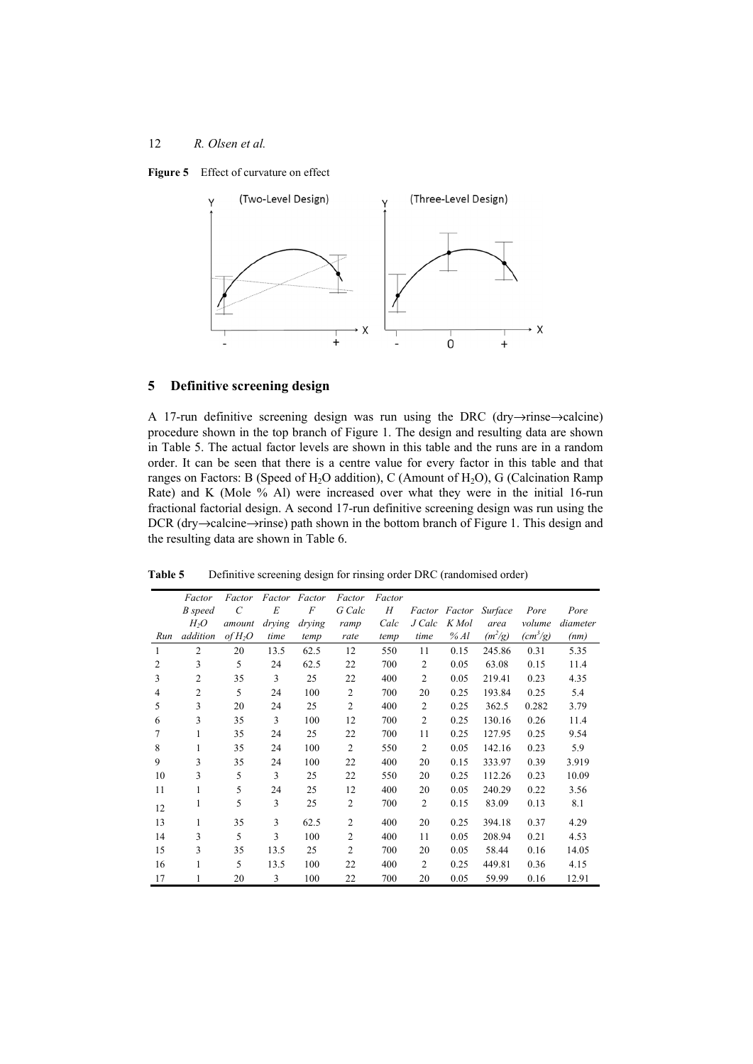**Figure 5** Effect of curvature on effect

## 5 Definitive screening design

A 17-run definitive screening design was run using the DRC (dry→rinse→calcine) procedure shown in the top branch of Figure 1. The design and resulting data are shown in Table 5. The actual factor levels are shown in this table and the runs are in a random order. It can be seen that there is a centre value for every factor in this table and that ranges on Factors: B (Speed of $H_2O$ addition), C (Amount of $H_2O$), G (Calcination Ramp Rate) and K (Mole % Al) were increased over what they were in the initial 16-run fractional factorial design. A second 17-run definitive screening design was run using the DCR (dry→calcine→rinse) path shown in the bottom branch of Figure 1. This design and the resulting data are shown in Table 6.

**Table 5** Definitive screening design for rinsing order DRC (randomised order)

| Run | *Factor B speed $H_2O$ addition* | *Factor C amount of $H_2O$* | *Factor E drying time* | *Factor F drying temp* | *Factor G Calc ramp rate* | *Factor H Calc temp* | *Factor J Calc time* | *Factor K Mol % Al* | *Surface area ($m^2/g$)* | *Pore volume ($cm^3/g$)* | *Pore diameter (nm)* |
|---|---|---|---|---|---|---|---|---|---|---|---|
| 1 | 2 | 20 | 13.5 | 62.5 | 12 | 550 | 11 | 0.15 | 245.86 | 0.31 | 5.35 |
| 2 | 3 | 5 | 24 | 62.5 | 22 | 700 | 2 | 0.05 | 63.08 | 0.15 | 11.4 |
| 3 | 2 | 35 | 3 | 25 | 22 | 400 | 2 | 0.05 | 219.41 | 0.23 | 4.35 |
| 4 | 2 | 5 | 24 | 100 | 2 | 700 | 20 | 0.25 | 193.84 | 0.25 | 5.4 |
| 5 | 3 | 20 | 24 | 25 | 2 | 400 | 2 | 0.25 | 362.5 | 0.282 | 3.79 |
| 6 | 3 | 35 | 3 | 100 | 12 | 700 | 2 | 0.25 | 130.16 | 0.26 | 11.4 |
| 7 | 1 | 35 | 24 | 25 | 22 | 700 | 11 | 0.25 | 127.95 | 0.25 | 9.54 |
| 8 | 1 | 35 | 24 | 100 | 2 | 550 | 2 | 0.05 | 142.16 | 0.23 | 5.9 |
| 9 | 3 | 35 | 24 | 100 | 22 | 400 | 20 | 0.15 | 333.97 | 0.39 | 3.919 |
| 10 | 3 | 5 | 3 | 25 | 22 | 550 | 20 | 0.25 | 112.26 | 0.23 | 10.09 |
| 11 | 1 | 5 | 24 | 25 | 12 | 400 | 20 | 0.05 | 240.29 | 0.22 | 3.56 |
| 12 | 1 | 5 | 3 | 25 | 2 | 700 | 2 | 0.15 | 83.09 | 0.13 | 8.1 |
| 13 | 1 | 35 | 3 | 62.5 | 2 | 400 | 20 | 0.25 | 394.18 | 0.37 | 4.29 |
| 14 | 3 | 5 | 3 | 100 | 2 | 400 | 11 | 0.05 | 208.94 | 0.21 | 4.53 |
| 15 | 3 | 35 | 13.5 | 25 | 2 | 700 | 20 | 0.05 | 58.44 | 0.16 | 14.05 |
| 16 | 1 | 5 | 13.5 | 100 | 22 | 400 | 2 | 0.25 | 449.81 | 0.36 | 4.15 |
| 17 | 1 | 20 | 3 | 100 | 22 | 700 | 20 | 0.05 | 59.99 | 0.16 | 12.91 |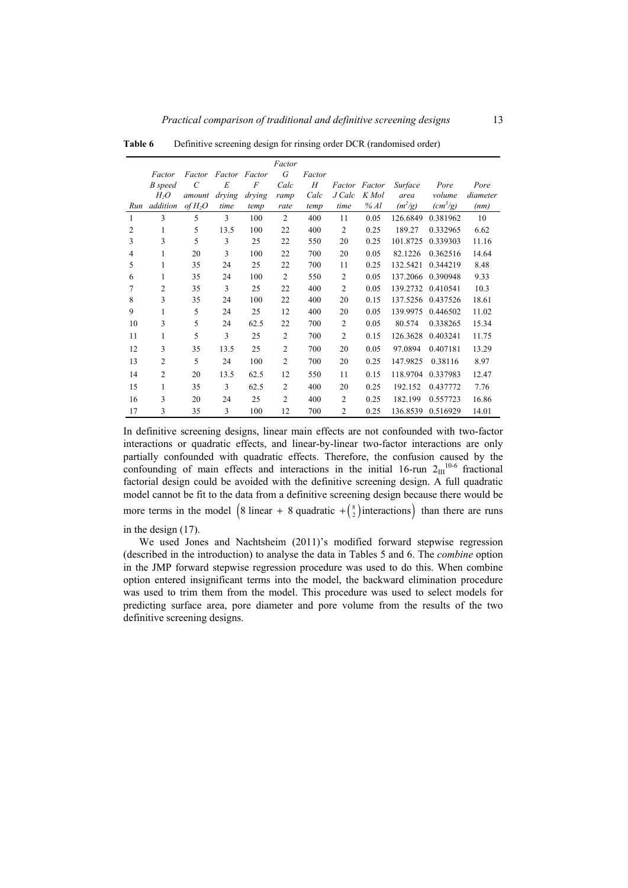**Table 6** Definitive screening design for rinsing order DCR (randomised order)

| Run | Factor B speed $H_2O$ addition | Factor C amount of $H_2O$ | Factor E drying time | Factor F drying temp | Factor G Calc ramp rate | Factor H Calc temp | Factor J Calc time | Factor K Mol % Al | Surface area ($m^2/g$) | Pore volume ($cm^3/g$) | Pore diameter (nm) |
|---|---|---|---|---|---|---|---|---|---|---|---|
| 1 | 3 | 5 | 3 | 100 | 2 | 400 | 11 | 0.05 | 126.6849 | 0.381962 | 10 |
| 2 | 1 | 5 | 13.5 | 100 | 22 | 400 | 2 | 0.25 | 189.27 | 0.332965 | 6.62 |
| 3 | 3 | 5 | 3 | 25 | 22 | 550 | 20 | 0.25 | 101.8725 | 0.339303 | 11.16 |
| 4 | 1 | 20 | 3 | 100 | 22 | 700 | 20 | 0.05 | 82.1226 | 0.362516 | 14.64 |
| 5 | 1 | 35 | 24 | 25 | 22 | 700 | 11 | 0.25 | 132.5421 | 0.344219 | 8.48 |
| 6 | 1 | 35 | 24 | 100 | 2 | 550 | 2 | 0.05 | 137.2066 | 0.390948 | 9.33 |
| 7 | 2 | 35 | 3 | 25 | 22 | 400 | 2 | 0.05 | 139.2732 | 0.410541 | 10.3 |
| 8 | 3 | 35 | 24 | 100 | 22 | 400 | 20 | 0.15 | 137.5256 | 0.437526 | 18.61 |
| 9 | 1 | 5 | 24 | 25 | 12 | 400 | 20 | 0.05 | 139.9975 | 0.446502 | 11.02 |
| 10 | 3 | 5 | 24 | 62.5 | 22 | 700 | 2 | 0.05 | 80.574 | 0.338265 | 15.34 |
| 11 | 1 | 5 | 3 | 25 | 2 | 700 | 2 | 0.15 | 126.3628 | 0.403241 | 11.75 |
| 12 | 3 | 35 | 13.5 | 25 | 2 | 700 | 20 | 0.05 | 97.0894 | 0.407181 | 13.29 |
| 13 | 2 | 5 | 24 | 100 | 2 | 700 | 20 | 0.25 | 147.9825 | 0.38116 | 8.97 |
| 14 | 2 | 20 | 13.5 | 62.5 | 12 | 550 | 11 | 0.15 | 118.9704 | 0.337983 | 12.47 |
| 15 | 1 | 35 | 3 | 62.5 | 2 | 400 | 20 | 0.25 | 192.152 | 0.437772 | 7.76 |
| 16 | 3 | 20 | 24 | 25 | 2 | 400 | 2 | 0.25 | 182.199 | 0.557723 | 16.86 |
| 17 | 3 | 35 | 3 | 100 | 12 | 700 | 2 | 0.25 | 136.8539 | 0.516929 | 14.01 |

In definitive screening designs, linear main effects are not confounded with two-factor interactions or quadratic effects, and linear-by-linear two-factor interactions are only partially confounded with quadratic effects. Therefore, the confusion caused by the confounding of main effects and interactions in the initial 16-run $2_{\text{III}}^{10-6}$ fractional factorial design could be avoided with the definitive screening design. A full quadratic model cannot be fit to the data from a definitive screening design because there would be more terms in the model $\left(8 \text{ linear} + 8 \text{ quadratic} + \binom{8}{2} \text{interactions}\right)$ than there are runs in the design (17).

We used Jones and Nachtsheim (2011)'s modified forward stepwise regression (described in the introduction) to analyse the data in Tables 5 and 6. The *combine* option in the JMP forward stepwise regression procedure was used to do this. When combine option entered insignificant terms into the model, the backward elimination procedure was used to trim them from the model. This procedure was used to select models for predicting surface area, pore diameter and pore volume from the results of the two definitive screening designs.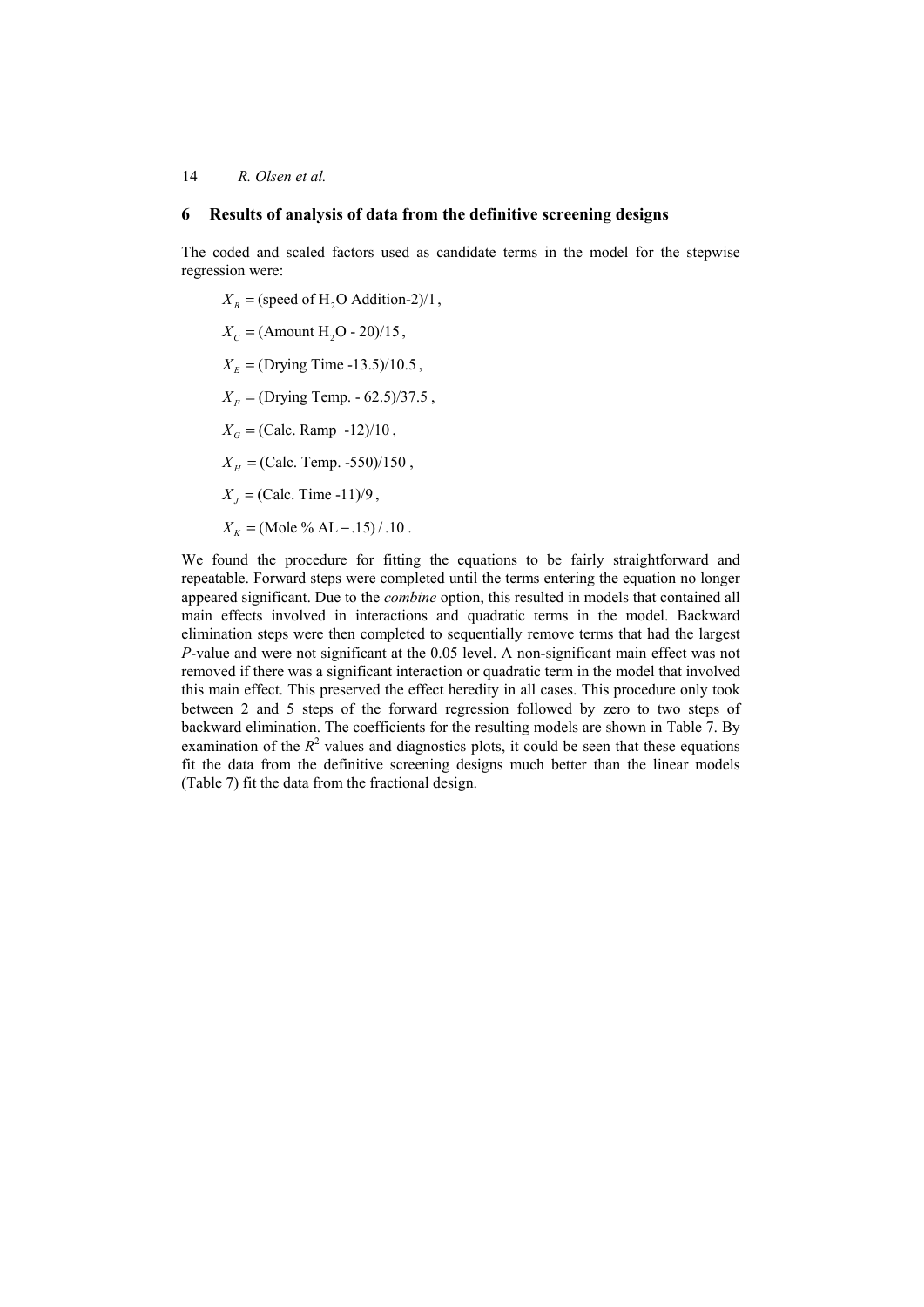## 6 Results of analysis of data from the definitive screening designs

The coded and scaled factors used as candidate terms in the model for the stepwise regression were:

$$X_B = (\text{speed of } H_2O \text{ Addition-2})/1,$$

$$X_C = (\text{Amount } H_2O \text{ - 20})/15,$$

$$X_E = (\text{Drying Time -13.5})/10.5,$$

$$X_F = (\text{Drying Temp. - 62.5})/37.5,$$

$$X_G = (\text{Calc. Ramp -12})/10,$$

$$X_H = (\text{Calc. Temp. -550})/150,$$

$$X_J = (\text{Calc. Time -11})/9,$$

$$X_K = (\text{Mole \% AL} - .15)/.10.$$

We found the procedure for fitting the equations to be fairly straightforward and repeatable. Forward steps were completed until the terms entering the equation no longer appeared significant. Due to the *combine* option, this resulted in models that contained all main effects involved in interactions and quadratic terms in the model. Backward elimination steps were then completed to sequentially remove terms that had the largest *P*-value and were not significant at the 0.05 level. A non-significant main effect was not removed if there was a significant interaction or quadratic term in the model that involved this main effect. This preserved the effect heredity in all cases. This procedure only took between 2 and 5 steps of the forward regression followed by zero to two steps of backward elimination. The coefficients for the resulting models are shown in Table 7. By examination of the $R^2$ values and diagnostics plots, it could be seen that these equations fit the data from the definitive screening designs much better than the linear models (Table 7) fit the data from the fractional design.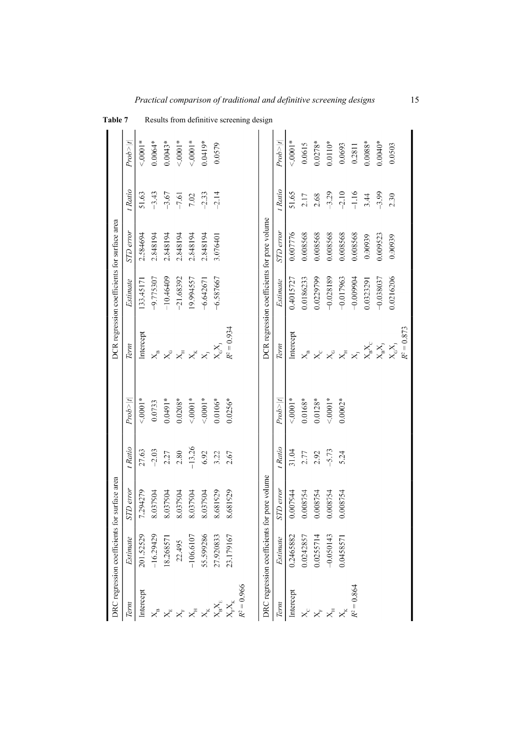**Table 7** Results from definitive screening design

| DRC regression coefficients for surface area | | | | |
|---|---|---|---|---|
| *Term* | *Estimate* | *STD error* | *t Ratio* | *Prob>\|t\|* |
| Intercept | 201.52529 | 7.294279 | 27.63 | <.0001* |
| $X_B$ | −16.29429 | 8.037904 | −2.03 | 0.0733 |
| $X_E$ | 18.268571 | 8.037904 | 2.27 | 0.0491* |
| $X_F$ | 22.495 | 8.037904 | 2.80 | 0.0208* |
| $X_H$ | −106.6107 | 8.037904 | −13.26 | <.0001* |
| $X_K$ | 55.599286 | 8.037904 | 6.92 | <.0001* |
| $X_BX_E$ | 27.920833 | 8.681529 | 3.22 | 0.0106* |
| $X_FX_K$ | 23.179167 | 8.681529 | 2.67 | 0.0256* |
| $R^2 = 0.966$ | | | | |

| DCR regression coefficients for surface area | | | | |
|---|---|---|---|---|
| *Term* | *Estimate* | *STD error* | *t Ratio* | *Prob>\|t\|* |
| Intercept | 133.45171 | 2.584694 | 51.63 | <.0001* |
| $X_B$ | −9.775307 | 2.848194 | −3.43 | 0.0064* |
| $X_G$ | −10.46409 | 2.848194 | −3.67 | 0.0043* |
| $X_H$ | −21.68392 | 2.848194 | −7.61 | <.0001* |
| $X_K$ | 19.994557 | 2.848194 | 7.02 | <.0001* |
| $X_J$ | −6.642671 | 2.848194 | −2.33 | 0.0419* |
| $X_GX_J$ | −6.587667 | 3.076401 | −2.14 | 0.0579 |
| $R^2 = 0.934$ | | | | |

| DRC regression coefficients for pore volume | | | | |
|---|---|---|---|---|
| *Term* | *Estimate* | *STD error* | *t Ratio* | *Prob>\|t\|* |
| Intercept | 0.2465882 | 0.007944 | 31.04 | <.0001* |
| $X_C$ | 0.0242857 | 0.008754 | 2.77 | 0.0168* |
| $X_F$ | 0.0255714 | 0.008754 | 2.92 | 0.0128* |
| $X_H$ | −0.050143 | 0.008754 | −5.73 | <.0001* |
| $X_K$ | 0.0458571 | 0.008754 | 5.24 | 0.0002* |
| $R^2 = 0.864$ | | | | |

| DCR regression coefficients for pore volume | | | | |
|---|---|---|---|---|
| *Term* | *Estimate* | *STD error* | *t Ratio* | *Prob>\|t\|* |
| Intercept | 0.4015727 | 0.007776 | 51.65 | <.0001* |
| $X_B$ | 0.0186233 | 0.008568 | 2.17 | 0.0615 |
| $X_C$ | 0.0229799 | 0.008568 | 2.68 | 0.0278* |
| $X_G$ | −0.028189 | 0.008568 | −3.29 | 0.0110* |
| $X_H$ | −0.017963 | 0.008568 | −2.10 | 0.0693 |
| $X_J$ | −0.009904 | 0.008568 | −1.16 | 0.2811 |
| $X_BX_C$ | 0.0323291 | 0.00939 | 3.44 | 0.0088* |
| $X_BX_J$ | −0.038037 | 0.009523 | −3.99 | 0.0040* |
| $X_GX_J$ | 0.0216206 | 0.00939 | 2.30 | 0.0503 |
| $R^2 = 0.873$ | | | | |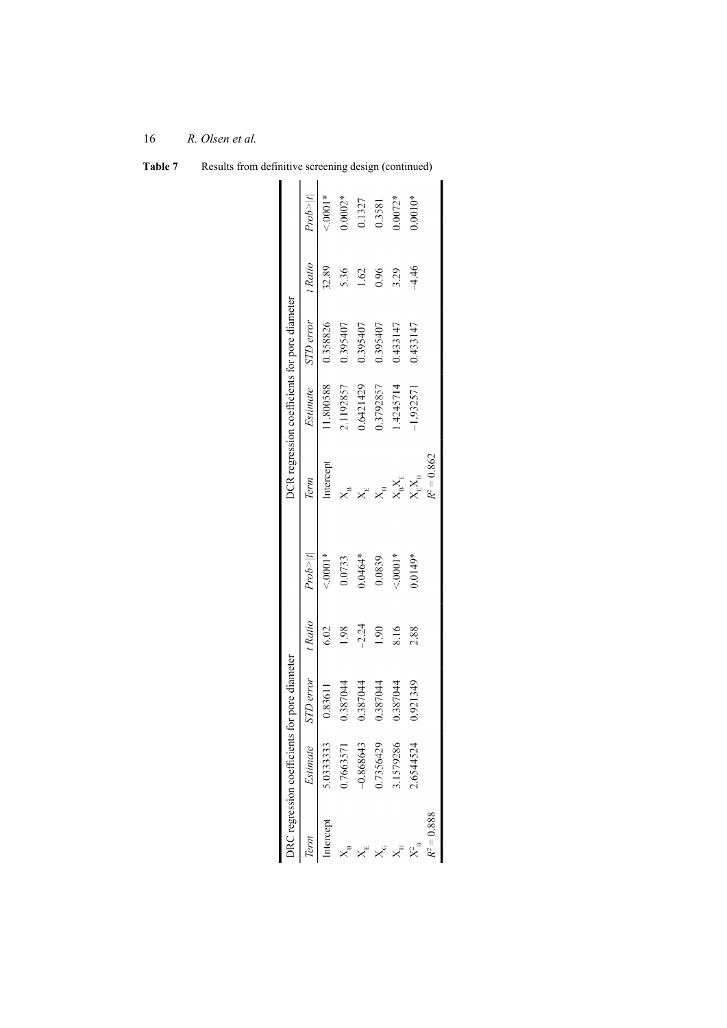**Table 7** Results from definitive screening design (continued)

| DRC regression coefficients for pore diameter | | | | | DCR regression coefficients for pore diameter | | | | |
|---|---|---|---|---|---|---|---|---|---|
| *Term* | *Estimate* | *STD error* | *t Ratio* | *Prob>\|t\|* | *Term* | *Estimate* | *STD error* | *t Ratio* | *Prob>\|t\|* |
| Intercept | 5.0333333 | 0.83611 | 6.02 | <.0001* | Intercept | 11.800588 | 0.358826 | 32.89 | <.0001* |
| $X_B$ | 0.7663571 | 0.387044 | 1.98 | 0.0733 | $X_B$ | 2.1192857 | 0.395407 | 5.36 | 0.0002* |
| $X_E$ | −0.868643 | 0.387044 | −2.24 | 0.0464* | $X_E$ | 0.6421429 | 0.395407 | 1.62 | 0.1327 |
| $X_G$ | 0.7356429 | 0.387044 | 1.90 | 0.0839 | $X_H$ | 0.3792857 | 0.395407 | 0.96 | 0.3581 |
| $X_H$ | 3.1579286 | 0.387044 | 8.16 | <.0001* | $X_B X_E$ | 1.4245714 | 0.433147 | 3.29 | 0.0072* |
| $X^2_B$ | 2.6544524 | 0.921349 | 2.88 | 0.0149* | $X_E X_H$ | −1.932571 | 0.433147 | −4.46 | 0.0010* |
| $R^2 = 0.888$ | | | | | $R^2 = 0.862$ | | | | |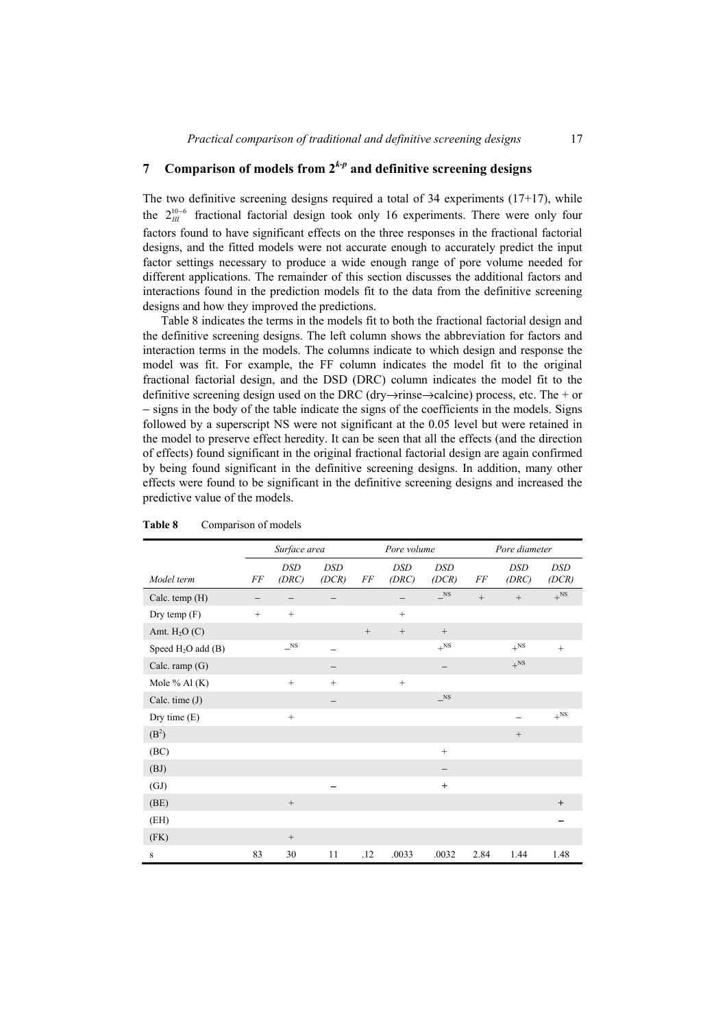## 7 Comparison of models from $2^{k-p}$ and definitive screening designs

The two definitive screening designs required a total of 34 experiments (17+17), while the $2_{III}^{10-6}$ fractional factorial design took only 16 experiments. There were only four factors found to have significant effects on the three responses in the fractional factorial designs, and the fitted models were not accurate enough to accurately predict the input factor settings necessary to produce a wide enough range of pore volume needed for different applications. The remainder of this section discusses the additional factors and interactions found in the prediction models fit to the data from the definitive screening designs and how they improved the predictions.

Table 8 indicates the terms in the models fit to both the fractional factorial design and the definitive screening designs. The left column shows the abbreviation for factors and interaction terms in the models. The columns indicate to which design and response the model was fit. For example, the FF column indicates the model fit to the original fractional factorial design, and the DSD (DRC) column indicates the model fit to the definitive screening design used on the DRC (dry→rinse→calcine) process, etc. The + or – signs in the body of the table indicate the signs of the coefficients in the models. Signs followed by a superscript NS were not significant at the 0.05 level but were retained in the model to preserve effect heredity. It can be seen that all the effects (and the direction of effects) found significant in the original fractional factorial design are again confirmed by being found significant in the definitive screening designs. In addition, many other effects were found to be significant in the definitive screening designs and increased the predictive value of the models.

**Table 8** Comparison of models

| | *Surface area* | | | *Pore volume* | | | *Pore diameter* | | |
|---|---|---|---|---|---|---|---|---|---|
| *Model term* | *FF* | *DSD (DRC)* | *DSD (DCR)* | *FF* | *DSD (DRC)* | *DSD (DCR)* | *FF* | *DSD (DRC)* | *DSD (DCR)* |
| Calc. temp (H) | – | – | – | | – | $-^{NS}$ | + | + | $+^{NS}$ |
| Dry temp (F) | + | + | | | + | | | | |
| Amt. $H_2O$ (C) | | | | + | + | + | | | |
| Speed $H_2O$ add (B) | | $-^{NS}$ | – | | | $+^{NS}$ | | $+^{NS}$ | + |
| Calc. ramp (G) | | | – | | | – | | $+^{NS}$ | |
| Mole % Al (K) | | + | + | | + | | | | |
| Calc. time (J) | | | – | | | $-^{NS}$ | | | |
| Dry time (E) | | + | | | | | | – | $+^{NS}$ |
| ($B^2$) | | | | | | | | + | |
| (BC) | | | | | | + | | | |
| (BJ) | | | | | | – | | | |
| (GJ) | | | – | | | + | | | |
| (BE) | | + | | | | | | | + |
| (EH) | | | | | | | | | – |
| (FK) | | + | | | | | | | |
| s | 83 | 30 | 11 | .12 | .0033 | .0032 | 2.84 | 1.44 | 1.48 |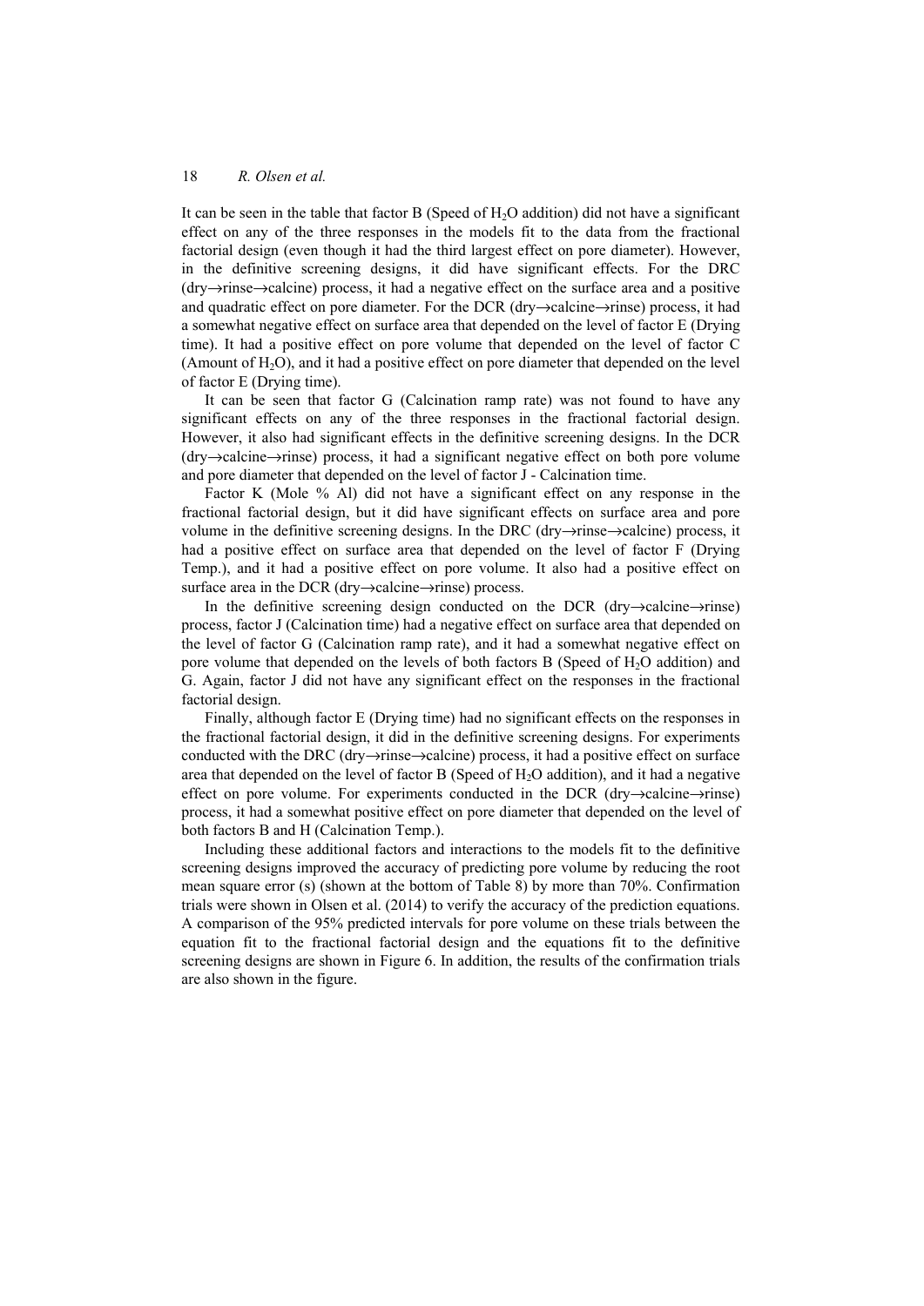It can be seen in the table that factor B (Speed of $H_2O$ addition) did not have a significant effect on any of the three responses in the models fit to the data from the fractional factorial design (even though it had the third largest effect on pore diameter). However, in the definitive screening designs, it did have significant effects. For the DRC (dry→rinse→calcine) process, it had a negative effect on the surface area and a positive and quadratic effect on pore diameter. For the DCR (dry→calcine→rinse) process, it had a somewhat negative effect on surface area that depended on the level of factor E (Drying time). It had a positive effect on pore volume that depended on the level of factor C (Amount of $H_2O$), and it had a positive effect on pore diameter that depended on the level of factor E (Drying time).

It can be seen that factor G (Calcination ramp rate) was not found to have any significant effects on any of the three responses in the fractional factorial design. However, it also had significant effects in the definitive screening designs. In the DCR (dry→calcine→rinse) process, it had a significant negative effect on both pore volume and pore diameter that depended on the level of factor J - Calcination time.

Factor K (Mole % Al) did not have a significant effect on any response in the fractional factorial design, but it did have significant effects on surface area and pore volume in the definitive screening designs. In the DRC (dry→rinse→calcine) process, it had a positive effect on surface area that depended on the level of factor F (Drying Temp.), and it had a positive effect on pore volume. It also had a positive effect on surface area in the DCR (dry→calcine→rinse) process.

In the definitive screening design conducted on the DCR (dry→calcine→rinse) process, factor J (Calcination time) had a negative effect on surface area that depended on the level of factor G (Calcination ramp rate), and it had a somewhat negative effect on pore volume that depended on the levels of both factors B (Speed of $H_2O$ addition) and G. Again, factor J did not have any significant effect on the responses in the fractional factorial design.

Finally, although factor E (Drying time) had no significant effects on the responses in the fractional factorial design, it did in the definitive screening designs. For experiments conducted with the DRC (dry→rinse→calcine) process, it had a positive effect on surface area that depended on the level of factor B (Speed of $H_2O$ addition), and it had a negative effect on pore volume. For experiments conducted in the DCR (dry→calcine→rinse) process, it had a somewhat positive effect on pore diameter that depended on the level of both factors B and H (Calcination Temp.).

Including these additional factors and interactions to the models fit to the definitive screening designs improved the accuracy of predicting pore volume by reducing the root mean square error (s) (shown at the bottom of Table 8) by more than 70%. Confirmation trials were shown in Olsen et al. (2014) to verify the accuracy of the prediction equations. A comparison of the 95% predicted intervals for pore volume on these trials between the equation fit to the fractional factorial design and the equations fit to the definitive screening designs are shown in Figure 6. In addition, the results of the confirmation trials are also shown in the figure.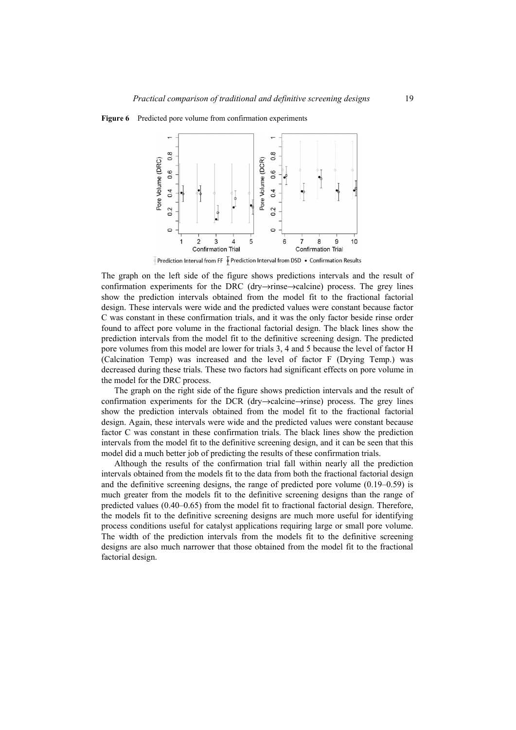**Figure 6** Predicted pore volume from confirmation experiments

Pore Volume (DRC)
0
0.2
0.4
0.6
0.8
1
1 2 3 4 5
Confirmation Trial

Pore Volume (DCR)
0
0.2
0.4
0.6
0.8
1
6 7 8 9 10
Confirmation Trial

Prediction Interval from FF Prediction Interval from DSD • Confirmation Results

The graph on the left side of the figure shows predictions intervals and the result of confirmation experiments for the DRC (dry→rinse→calcine) process. The grey lines show the prediction intervals obtained from the model fit to the fractional factorial design. These intervals were wide and the predicted values were constant because factor C was constant in these confirmation trials, and it was the only factor beside rinse order found to affect pore volume in the fractional factorial design. The black lines show the prediction intervals from the model fit to the definitive screening design. The predicted pore volumes from this model are lower for trials 3, 4 and 5 because the level of factor H (Calcination Temp) was increased and the level of factor F (Drying Temp.) was decreased during these trials. These two factors had significant effects on pore volume in the model for the DRC process.

The graph on the right side of the figure shows prediction intervals and the result of confirmation experiments for the DCR (dry→calcine→rinse) process. The grey lines show the prediction intervals obtained from the model fit to the fractional factorial design. Again, these intervals were wide and the predicted values were constant because factor C was constant in these confirmation trials. The black lines show the prediction intervals from the model fit to the definitive screening design, and it can be seen that this model did a much better job of predicting the results of these confirmation trials.

Although the results of the confirmation trial fall within nearly all the prediction intervals obtained from the models fit to the data from both the fractional factorial design and the definitive screening designs, the range of predicted pore volume (0.19–0.59) is much greater from the models fit to the definitive screening designs than the range of predicted values (0.40–0.65) from the model fit to fractional factorial design. Therefore, the models fit to the definitive screening designs are much more useful for identifying process conditions useful for catalyst applications requiring large or small pore volume. The width of the prediction intervals from the models fit to the definitive screening designs are also much narrower that those obtained from the model fit to the fractional factorial design.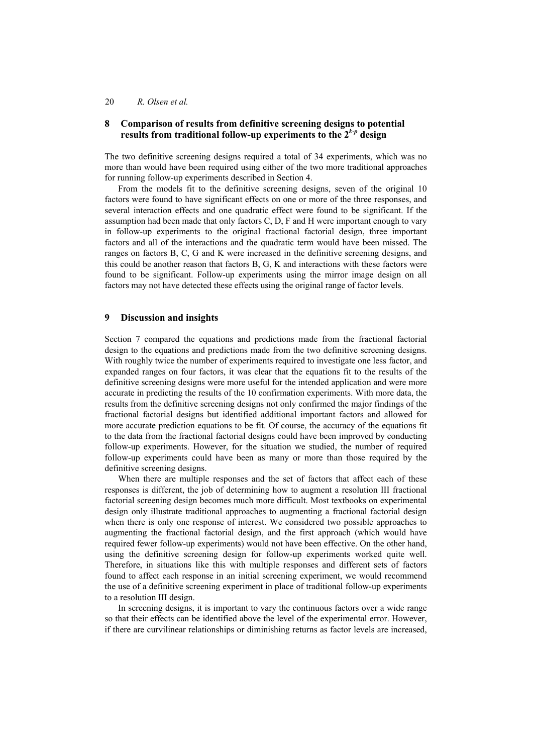## 8 Comparison of results from definitive screening designs to potential results from traditional follow-up experiments to the $2^{k-p}$ design

The two definitive screening designs required a total of 34 experiments, which was no more than would have been required using either of the two more traditional approaches for running follow-up experiments described in Section 4.

From the models fit to the definitive screening designs, seven of the original 10 factors were found to have significant effects on one or more of the three responses, and several interaction effects and one quadratic effect were found to be significant. If the assumption had been made that only factors C, D, F and H were important enough to vary in follow-up experiments to the original fractional factorial design, three important factors and all of the interactions and the quadratic term would have been missed. The ranges on factors B, C, G and K were increased in the definitive screening designs, and this could be another reason that factors B, G, K and interactions with these factors were found to be significant. Follow-up experiments using the mirror image design on all factors may not have detected these effects using the original range of factor levels.

## 9 Discussion and insights

Section 7 compared the equations and predictions made from the fractional factorial design to the equations and predictions made from the two definitive screening designs. With roughly twice the number of experiments required to investigate one less factor, and expanded ranges on four factors, it was clear that the equations fit to the results of the definitive screening designs were more useful for the intended application and were more accurate in predicting the results of the 10 confirmation experiments. With more data, the results from the definitive screening designs not only confirmed the major findings of the fractional factorial designs but identified additional important factors and allowed for more accurate prediction equations to be fit. Of course, the accuracy of the equations fit to the data from the fractional factorial designs could have been improved by conducting follow-up experiments. However, for the situation we studied, the number of required follow-up experiments could have been as many or more than those required by the definitive screening designs.

When there are multiple responses and the set of factors that affect each of these responses is different, the job of determining how to augment a resolution III fractional factorial screening design becomes much more difficult. Most textbooks on experimental design only illustrate traditional approaches to augmenting a fractional factorial design when there is only one response of interest. We considered two possible approaches to augmenting the fractional factorial design, and the first approach (which would have required fewer follow-up experiments) would not have been effective. On the other hand, using the definitive screening design for follow-up experiments worked quite well. Therefore, in situations like this with multiple responses and different sets of factors found to affect each response in an initial screening experiment, we would recommend the use of a definitive screening experiment in place of traditional follow-up experiments to a resolution III design.

In screening designs, it is important to vary the continuous factors over a wide range so that their effects can be identified above the level of the experimental error. However, if there are curvilinear relationships or diminishing returns as factor levels are increased,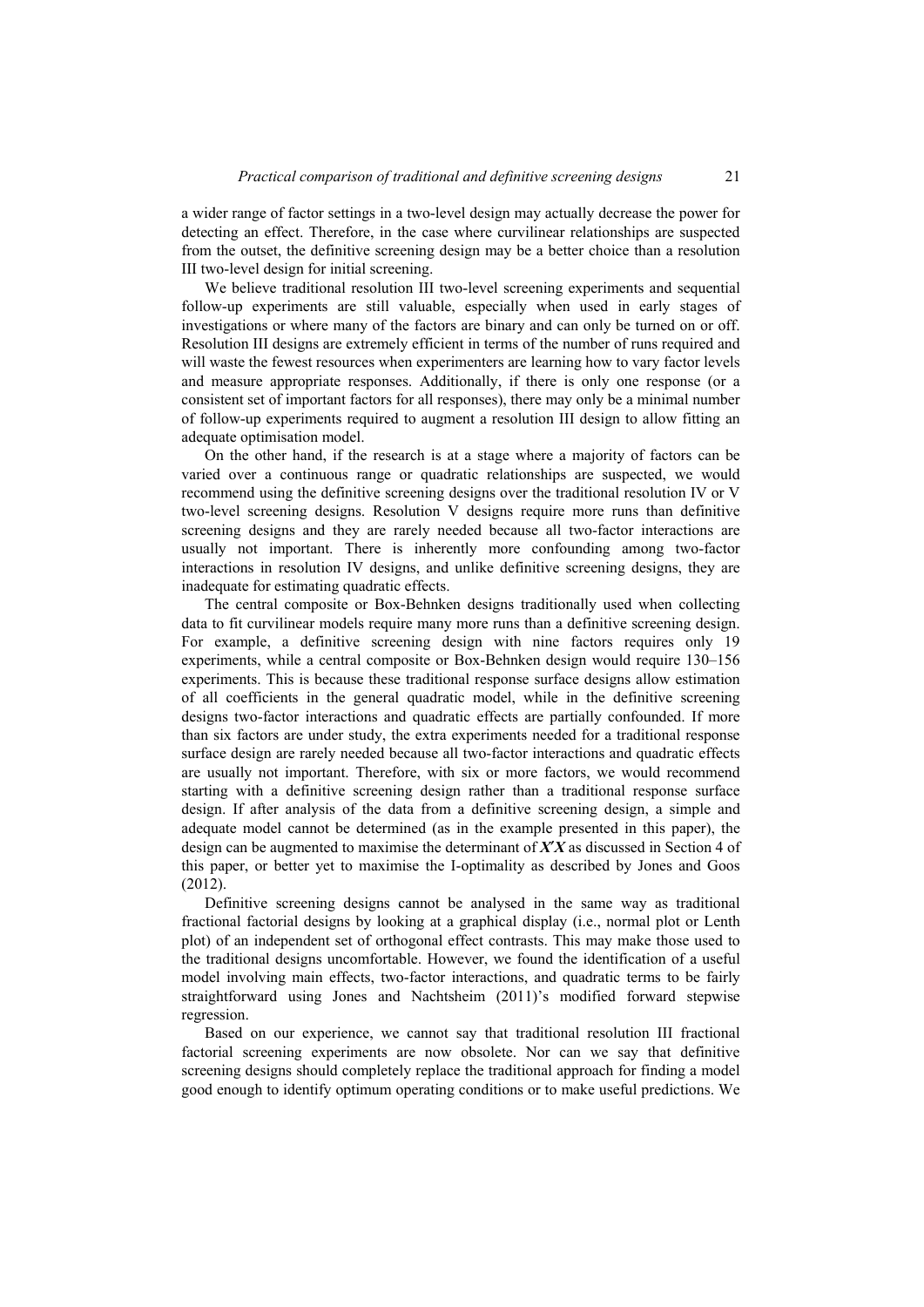a wider range of factor settings in a two-level design may actually decrease the power for detecting an effect. Therefore, in the case where curvilinear relationships are suspected from the outset, the definitive screening design may be a better choice than a resolution III two-level design for initial screening.

We believe traditional resolution III two-level screening experiments and sequential follow-up experiments are still valuable, especially when used in early stages of investigations or where many of the factors are binary and can only be turned on or off. Resolution III designs are extremely efficient in terms of the number of runs required and will waste the fewest resources when experimenters are learning how to vary factor levels and measure appropriate responses. Additionally, if there is only one response (or a consistent set of important factors for all responses), there may only be a minimal number of follow-up experiments required to augment a resolution III design to allow fitting an adequate optimisation model.

On the other hand, if the research is at a stage where a majority of factors can be varied over a continuous range or quadratic relationships are suspected, we would recommend using the definitive screening designs over the traditional resolution IV or V two-level screening designs. Resolution V designs require more runs than definitive screening designs and they are rarely needed because all two-factor interactions are usually not important. There is inherently more confounding among two-factor interactions in resolution IV designs, and unlike definitive screening designs, they are inadequate for estimating quadratic effects.

The central composite or Box-Behnken designs traditionally used when collecting data to fit curvilinear models require many more runs than a definitive screening design. For example, a definitive screening design with nine factors requires only 19 experiments, while a central composite or Box-Behnken design would require 130–156 experiments. This is because these traditional response surface designs allow estimation of all coefficients in the general quadratic model, while in the definitive screening designs two-factor interactions and quadratic effects are partially confounded. If more than six factors are under study, the extra experiments needed for a traditional response surface design are rarely needed because all two-factor interactions and quadratic effects are usually not important. Therefore, with six or more factors, we would recommend starting with a definitive screening design rather than a traditional response surface design. If after analysis of the data from a definitive screening design, a simple and adequate model cannot be determined (as in the example presented in this paper), the design can be augmented to maximise the determinant of $\boldsymbol{X}'\boldsymbol{X}$ as discussed in Section 4 of this paper, or better yet to maximise the I-optimality as described by Jones and Goos (2012).

Definitive screening designs cannot be analysed in the same way as traditional fractional factorial designs by looking at a graphical display (i.e., normal plot or Lenth plot) of an independent set of orthogonal effect contrasts. This may make those used to the traditional designs uncomfortable. However, we found the identification of a useful model involving main effects, two-factor interactions, and quadratic terms to be fairly straightforward using Jones and Nachtsheim (2011)'s modified forward stepwise regression.

Based on our experience, we cannot say that traditional resolution III fractional factorial screening experiments are now obsolete. Nor can we say that definitive screening designs should completely replace the traditional approach for finding a model good enough to identify optimum operating conditions or to make useful predictions. We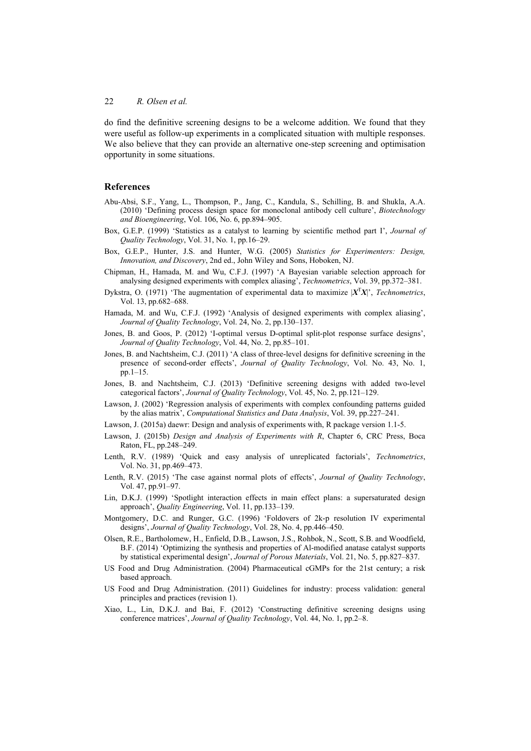do find the definitive screening designs to be a welcome addition. We found that they were useful as follow-up experiments in a complicated situation with multiple responses. We also believe that they can provide an alternative one-step screening and optimisation opportunity in some situations.

## References

Abu-Absi, S.F., Yang, L., Thompson, P., Jang, C., Kandula, S., Schilling, B. and Shukla, A.A. (2010) 'Defining process design space for monoclonal antibody cell culture', *Biotechnology and Bioengineering*, Vol. 106, No. 6, pp.894–905.

Box, G.E.P. (1999) 'Statistics as a catalyst to learning by scientific method part I', *Journal of Quality Technology*, Vol. 31, No. 1, pp.16–29.

Box, G.E.P., Hunter, J.S. and Hunter, W.G. (2005) *Statistics for Experimenters: Design, Innovation, and Discovery*, 2nd ed., John Wiley and Sons, Hoboken, NJ.

Chipman, H., Hamada, M. and Wu, C.F.J. (1997) 'A Bayesian variable selection approach for analysing designed experiments with complex aliasing', *Technometrics*, Vol. 39, pp.372–381.

Dykstra, O. (1971) 'The augmentation of experimental data to maximize $|\boldsymbol{X}^T\boldsymbol{X}|$', *Technometrics*, Vol. 13, pp.682–688.

Hamada, M. and Wu, C.F.J. (1992) 'Analysis of designed experiments with complex aliasing', *Journal of Quality Technology*, Vol. 24, No. 2, pp.130–137.

Jones, B. and Goos, P. (2012) 'I-optimal versus D-optimal split-plot response surface designs', *Journal of Quality Technology*, Vol. 44, No. 2, pp.85–101.

Jones, B. and Nachtsheim, C.J. (2011) 'A class of three-level designs for definitive screening in the presence of second-order effects', *Journal of Quality Technology*, Vol. No. 43, No. 1, pp.1–15.

Jones, B. and Nachtsheim, C.J. (2013) 'Definitive screening designs with added two-level categorical factors', *Journal of Quality Technology*, Vol. 45, No. 2, pp.121–129.

Lawson, J. (2002) 'Regression analysis of experiments with complex confounding patterns guided by the alias matrix', *Computational Statistics and Data Analysis*, Vol. 39, pp.227–241.

Lawson, J. (2015a) daewr: Design and analysis of experiments with, R package version 1.1-5.

Lawson, J. (2015b) *Design and Analysis of Experiments with R*, Chapter 6, CRC Press, Boca Raton, FL, pp.248–249.

Lenth, R.V. (1989) 'Quick and easy analysis of unreplicated factorials', *Technometrics*, Vol. No. 31, pp.469–473.

Lenth, R.V. (2015) 'The case against normal plots of effects', *Journal of Quality Technology*, Vol. 47, pp.91–97.

Lin, D.K.J. (1999) 'Spotlight interaction effects in main effect plans: a supersaturated design approach', *Quality Engineering*, Vol. 11, pp.133–139.

Montgomery, D.C. and Runger, G.C. (1996) 'Foldovers of 2k-p resolution IV experimental designs', *Journal of Quality Technology*, Vol. 28, No. 4, pp.446–450.

Olsen, R.E., Bartholomew, H., Enfield, D.B., Lawson, J.S., Rohbok, N., Scott, S.B. and Woodfield, B.F. (2014) 'Optimizing the synthesis and properties of Al-modified anatase catalyst supports by statistical experimental design', *Journal of Porous Materials*, Vol. 21, No. 5, pp.827–837.

US Food and Drug Administration. (2004) Pharmaceutical cGMPs for the 21st century; a risk based approach.

US Food and Drug Administration. (2011) Guidelines for industry: process validation: general principles and practices (revision 1).

Xiao, L., Lin, D.K.J. and Bai, F. (2012) 'Constructing definitive screening designs using conference matrices', *Journal of Quality Technology*, Vol. 44, No. 1, pp.2–8.